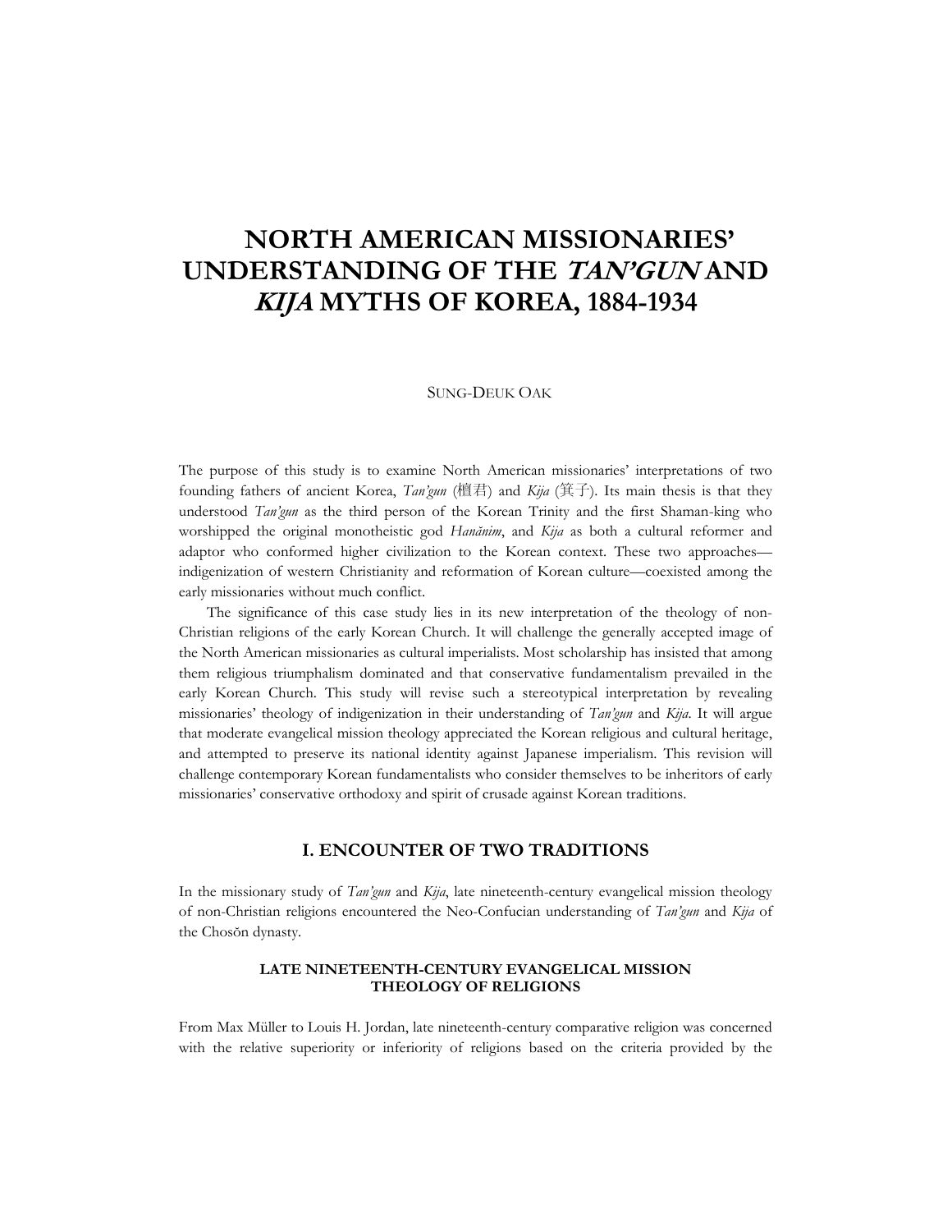# NORTH AMERICAN MISSIONARIES' UNDERSTANDING OF THE *TAN'GUN* AND *KIJA* MYTHS OF KOREA, 1884-1934

SUNG-DEUK OAK

The purpose of this study is to examine North American missionaries' interpretations of two founding fathers of ancient Korea, *Tan'gun* (檀君) and *Kija* (箕子). Its main thesis is that they understood *Tan'gun* as the third person of the Korean Trinity and the first Shaman-king who worshipped the original monotheistic god *Hanănim*, and *Kija* as both a cultural reformer and adaptor who conformed higher civilization to the Korean context. These two approaches—indigenization of western Christianity and reformation of Korean culture—coexisted among the early missionaries without much conflict.

The significance of this case study lies in its new interpretation of the theology of non-Christian religions of the early Korean Church. It will challenge the generally accepted image of the North American missionaries as cultural imperialists. Most scholarship has insisted that among them religious triumphalism dominated and that conservative fundamentalism prevailed in the early Korean Church. This study will revise such a stereotypical interpretation by revealing missionaries' theology of indigenization in their understanding of *Tan'gun* and *Kija*. It will argue that moderate evangelical mission theology appreciated the Korean religious and cultural heritage, and attempted to preserve its national identity against Japanese imperialism. This revision will challenge contemporary Korean fundamentalists who consider themselves to be inheritors of early missionaries' conservative orthodoxy and spirit of crusade against Korean traditions.

## I. ENCOUNTER OF TWO TRADITIONS

In the missionary study of *Tan'gun* and *Kija*, late nineteenth-century evangelical mission theology of non-Christian religions encountered the Neo-Confucian understanding of *Tan'gun* and *Kija* of the Chosŏn dynasty.

### LATE NINETEENTH-CENTURY EVANGELICAL MISSION THEOLOGY OF RELIGIONS

From Max Müller to Louis H. Jordan, late nineteenth-century comparative religion was concerned with the relative superiority or inferiority of religions based on the criteria provided by the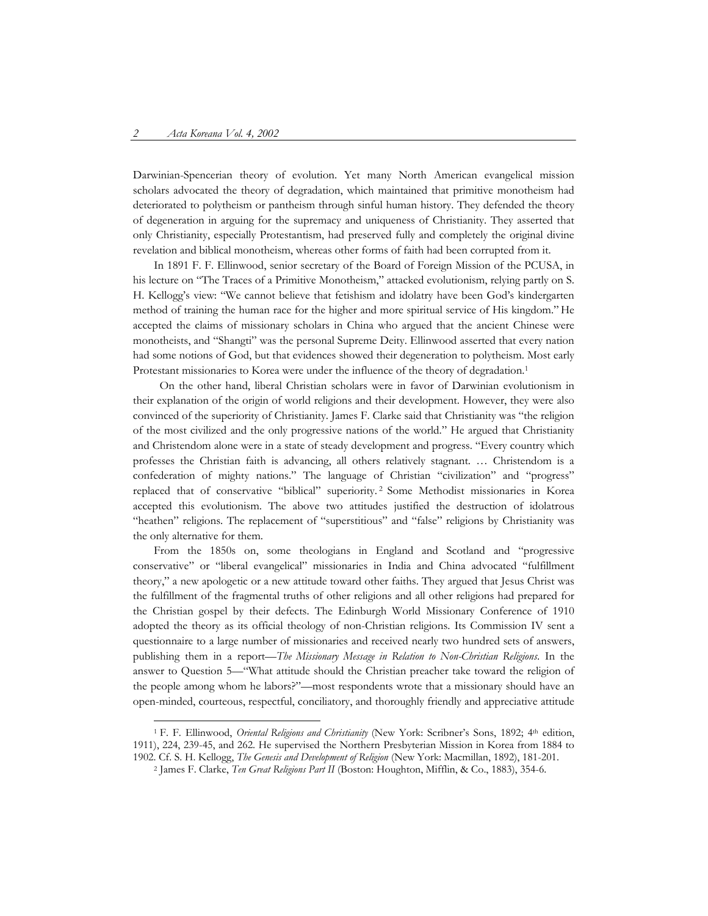Darwinian-Spencerian theory of evolution. Yet many North American evangelical mission scholars advocated the theory of degradation, which maintained that primitive monotheism had deteriorated to polytheism or pantheism through sinful human history. They defended the theory of degeneration in arguing for the supremacy and uniqueness of Christianity. They asserted that only Christianity, especially Protestantism, had preserved fully and completely the original divine revelation and biblical monotheism, whereas other forms of faith had been corrupted from it.

In 1891 F. F. Ellinwood, senior secretary of the Board of Foreign Mission of the PCUSA, in his lecture on "The Traces of a Primitive Monotheism," attacked evolutionism, relying partly on S. H. Kellogg's view: "We cannot believe that fetishism and idolatry have been God's kindergarten method of training the human race for the higher and more spiritual service of His kingdom." He accepted the claims of missionary scholars in China who argued that the ancient Chinese were monotheists, and "Shangti" was the personal Supreme Deity. Ellinwood asserted that every nation had some notions of God, but that evidences showed their degeneration to polytheism. Most early Protestant missionaries to Korea were under the influence of the theory of degradation.[1]

On the other hand, liberal Christian scholars were in favor of Darwinian evolutionism in their explanation of the origin of world religions and their development. However, they were also convinced of the superiority of Christianity. James F. Clarke said that Christianity was "the religion of the most civilized and the only progressive nations of the world." He argued that Christianity and Christendom alone were in a state of steady development and progress. "Every country which professes the Christian faith is advancing, all others relatively stagnant. … Christendom is a confederation of mighty nations." The language of Christian "civilization" and "progress" replaced that of conservative "biblical" superiority.[2] Some Methodist missionaries in Korea accepted this evolutionism. The above two attitudes justified the destruction of idolatrous "heathen" religions. The replacement of "superstitious" and "false" religions by Christianity was the only alternative for them.

From the 1850s on, some theologians in England and Scotland and "progressive conservative" or "liberal evangelical" missionaries in India and China advocated "fulfillment theory," a new apologetic or a new attitude toward other faiths. They argued that Jesus Christ was the fulfillment of the fragmental truths of other religions and all other religions had prepared for the Christian gospel by their defects. The Edinburgh World Missionary Conference of 1910 adopted the theory as its official theology of non-Christian religions. Its Commission IV sent a questionnaire to a large number of missionaries and received nearly two hundred sets of answers, publishing them in a report—*The Missionary Message in Relation to Non-Christian Religions*. In the answer to Question 5—"What attitude should the Christian preacher take toward the religion of the people among whom he labors?"—most respondents wrote that a missionary should have an open-minded, courteous, respectful, conciliatory, and thoroughly friendly and appreciative attitude

---

[1] F. F. Ellinwood, *Oriental Religions and Christianity* (New York: Scribner's Sons, 1892; 4th edition, 1911), 224, 239-45, and 262. He supervised the Northern Presbyterian Mission in Korea from 1884 to 1902. Cf. S. H. Kellogg, *The Genesis and Development of Religion* (New York: Macmillan, 1892), 181-201.

[2] James F. Clarke, *Ten Great Religions Part II* (Boston: Houghton, Mifflin, & Co., 1883), 354-6.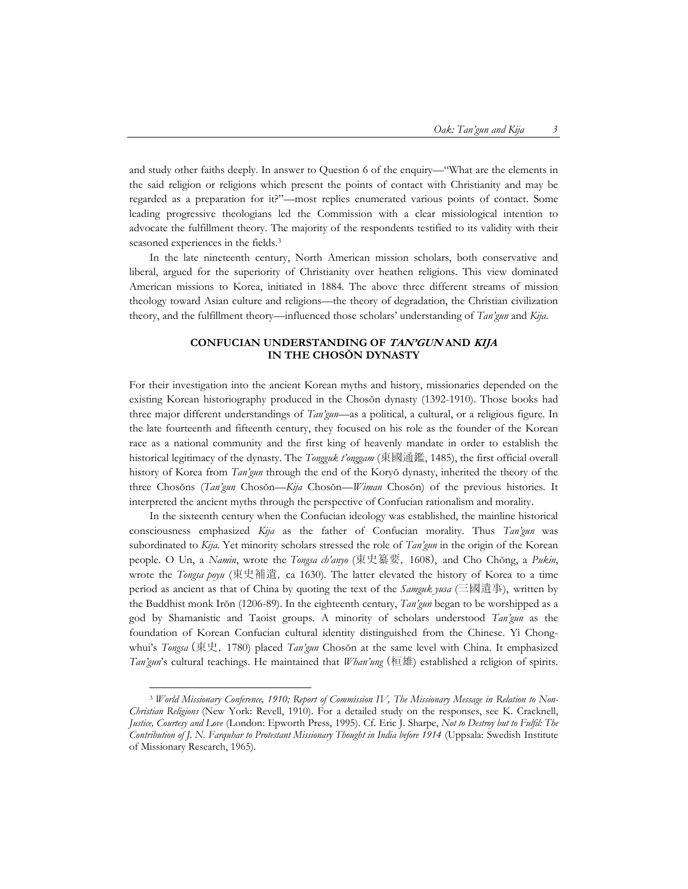and study other faiths deeply. In answer to Question 6 of the enquiry—"What are the elements in the said religion or religions which present the points of contact with Christianity and may be regarded as a preparation for it?"—most replies enumerated various points of contact. Some leading progressive theologians led the Commission with a clear missiological intention to advocate the fulfillment theory. The majority of the respondents testified to its validity with their seasoned experiences in the fields.[3]

In the late nineteenth century, North American mission scholars, both conservative and liberal, argued for the superiority of Christianity over heathen religions. This view dominated American missions to Korea, initiated in 1884. The above three different streams of mission theology toward Asian culture and religions—the theory of degradation, the Christian civilization theory, and the fulfillment theory—influenced those scholars' understanding of *Tan'gun* and *Kija*.

## CONFUCIAN UNDERSTANDING OF *TAN'GUN* AND *KIJA* IN THE CHOSŎN DYNASTY

For their investigation into the ancient Korean myths and history, missionaries depended on the existing Korean historiography produced in the Chosŏn dynasty (1392-1910). Those books had three major different understandings of *Tan'gun*—as a political, a cultural, or a religious figure. In the late fourteenth and fifteenth century, they focused on his role as the founder of the Korean race as a national community and the first king of heavenly mandate in order to establish the historical legitimacy of the dynasty. The *Tongguk t'onggam* (東國通鑑, 1485), the first official overall history of Korea from *Tan'gun* through the end of the Koryŏ dynasty, inherited the theory of the three Chosŏns (*Tan'gun* Chosŏn—*Kija* Chosŏn—*Wiman* Chosŏn) of the previous histories. It interpreted the ancient myths through the perspective of Confucian rationalism and morality.

In the sixteenth century when the Confucian ideology was established, the mainline historical consciousness emphasized *Kija* as the father of Confucian morality. Thus *Tan'gun* was subordinated to *Kija*. Yet minority scholars stressed the role of *Tan'gun* in the origin of the Korean people. O Un, a *Namin*, wrote the *Tongsa ch'anyo* (東史纂要, 1608), and Cho Chŏng, a *Pukin*, wrote the *Tongsa poyu* (東史補遺, ca 1630). The latter elevated the history of Korea to a time period as ancient as that of China by quoting the text of the *Samguk yusa* (三國遺事), written by the Buddhist monk Irŏn (1206-89). In the eighteenth century, *Tan'gun* began to be worshipped as a god by Shamanistic and Taoist groups. A minority of scholars understood *Tan'gun* as the foundation of Korean Confucian cultural identity distinguished from the Chinese. Yi Chong-whui's *Tongsa* (東史, 1780) placed *Tan'gun* Chosŏn at the same level with China. It emphasized *Tan'gun*'s cultural teachings. He maintained that *Whan'ung* (桓雄) established a religion of spirits.

---

[3] *World Missionary Conference, 1910; Report of Commission IV, The Missionary Message in Relation to Non-Christian Religions* (New York: Revell, 1910). For a detailed study on the responses, see K. Cracknell, *Justice, Courtesy and Love* (London: Epworth Press, 1995). Cf. Eric J. Sharpe, *Not to Destroy but to Fulfil: The Contribution of J. N. Farquhar to Protestant Missionary Thought in India before 1914* (Uppsala: Swedish Institute of Missionary Research, 1965).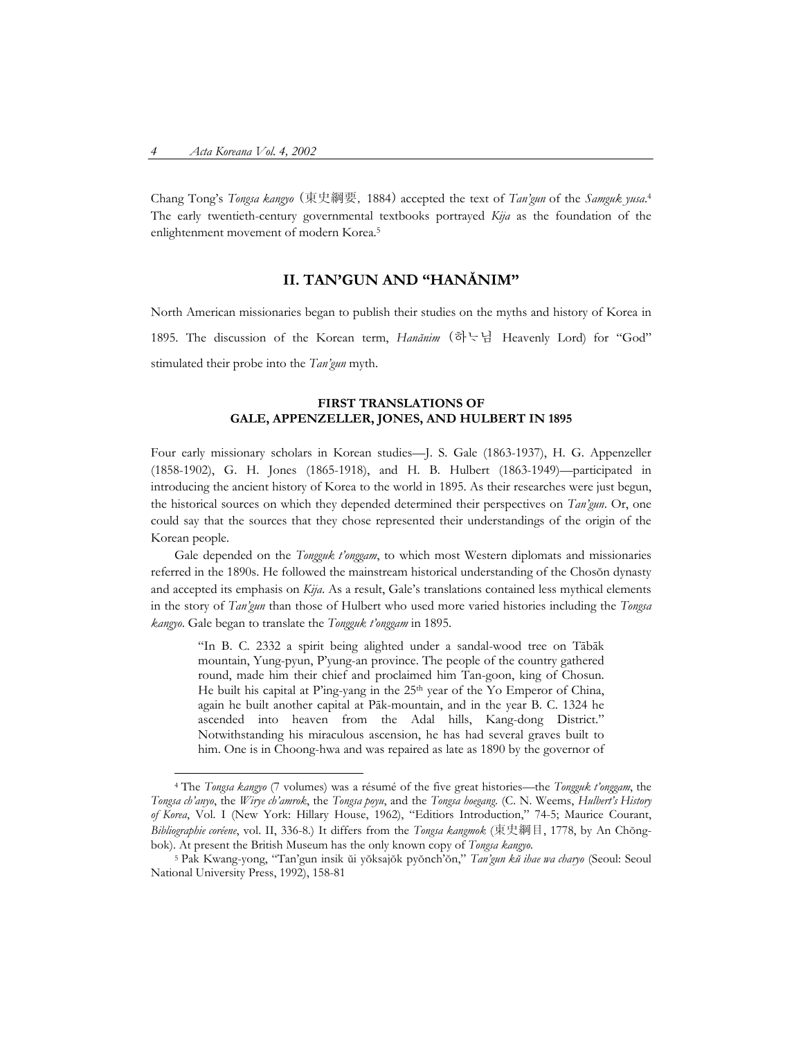Chang Tong's *Tongsa kangyo* (東史綱要, 1884) accepted the text of *Tan'gun* of the *Samguk yusa*.[4] The early twentieth-century governmental textbooks portrayed *Kija* as the foundation of the enlightenment movement of modern Korea.[5]

## II. TAN'GUN AND "HANĂNIM"

North American missionaries began to publish their studies on the myths and history of Korea in 1895. The discussion of the Korean term, *Hanănim* (하느님 Heavenly Lord) for "God" stimulated their probe into the *Tan'gun* myth.

### FIRST TRANSLATIONS OF GALE, APPENZELLER, JONES, AND HULBERT IN 1895

Four early missionary scholars in Korean studies—J. S. Gale (1863-1937), H. G. Appenzeller (1858-1902), G. H. Jones (1865-1918), and H. B. Hulbert (1863-1949)—participated in introducing the ancient history of Korea to the world in 1895. As their researches were just begun, the historical sources on which they depended determined their perspectives on *Tan'gun*. Or, one could say that the sources that they chose represented their understandings of the origin of the Korean people.

Gale depended on the *Tongguk t'onggam*, to which most Western diplomats and missionaries referred in the 1890s. He followed the mainstream historical understanding of the Chosŏn dynasty and accepted its emphasis on *Kija*. As a result, Gale's translations contained less mythical elements in the story of *Tan'gun* than those of Hulbert who used more varied histories including the *Tongsa kangyo*. Gale began to translate the *Tongguk t'onggam* in 1895.

> "In B. C. 2332 a spirit being alighted under a sandal-wood tree on Tābāk mountain, Yung-pyun, P'yung-an province. The people of the country gathered round, made him their chief and proclaimed him Tan-goon, king of Chosun. He built his capital at P'ing-yang in the 25th year of the Yo Emperor of China, again he built another capital at Pāk-mountain, and in the year B. C. 1324 he ascended into heaven from the Adal hills, Kang-dong District." Notwithstanding his miraculous ascension, he has had several graves built to him. One is in Choong-hwa and was repaired as late as 1890 by the governor of

---

[4] The *Tongsa kangyo* (7 volumes) was a résumé of the five great histories—the *Tongguk t'onggam*, the *Tongsa ch'anyo*, the *Wirye ch'amrok*, the *Tongsa poyu*, and the *Tongsa hoegang*. (C. N. Weems, *Hulbert's History of Korea*, Vol. I (New York: Hillary House, 1962), "Editiors Introduction," 74-5; Maurice Courant, *Bibliographie coréene*, vol. II, 336-8.) It differs from the *Tongsa kangmok* (東史綱目, 1778, by An Chŏng-bok). At present the British Museum has the only known copy of *Tongsa kangyo*.

[5] Pak Kwang-yong, "Tan'gun insik ŭi yŏksajŏk pyŏnch'ŏn," *Tan'gun kŭ ihae wa charyo* (Seoul: Seoul National University Press, 1992), 158-81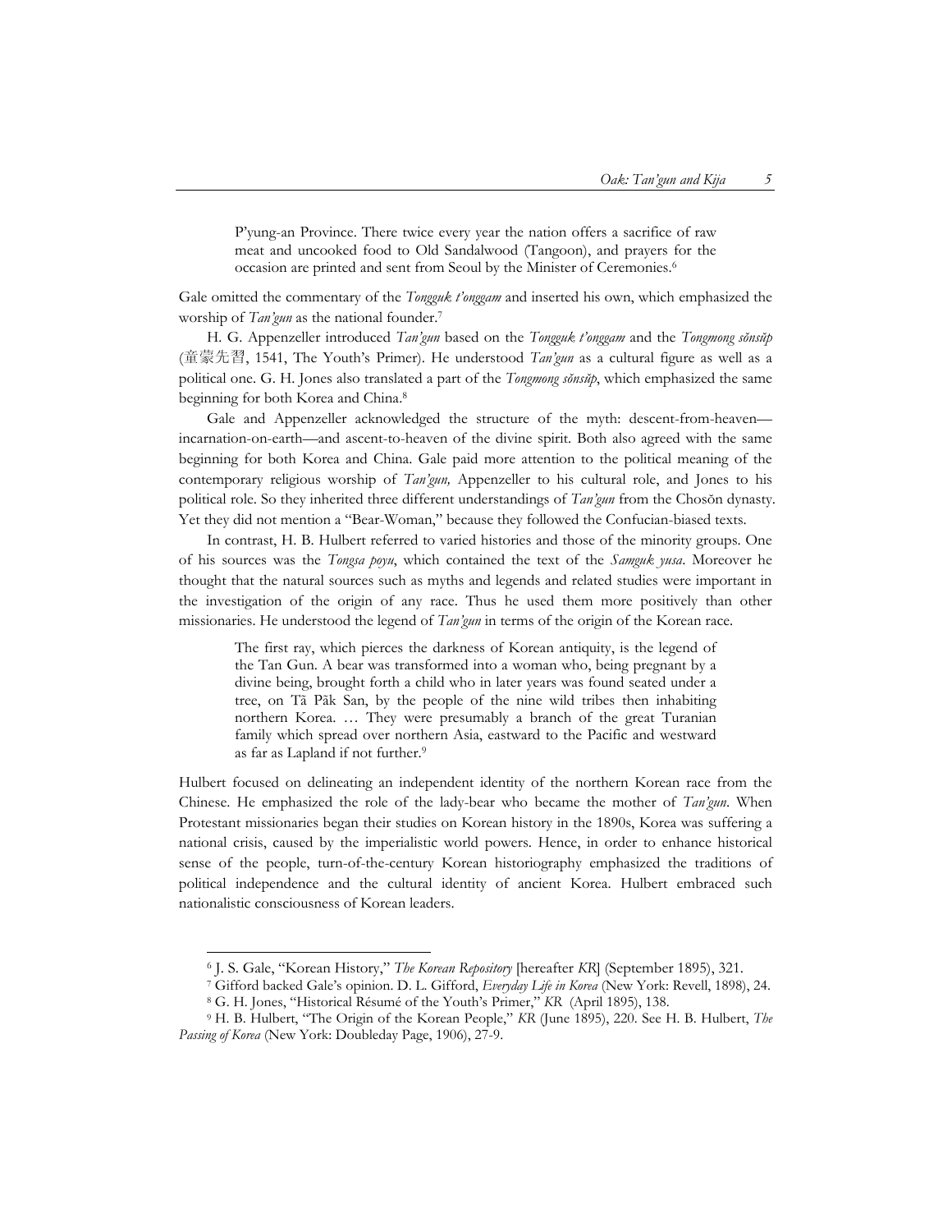> P'yung-an Province. There twice every year the nation offers a sacrifice of raw meat and uncooked food to Old Sandalwood (Tangoon), and prayers for the occasion are printed and sent from Seoul by the Minister of Ceremonies.[6]

Gale omitted the commentary of the *Tongguk t'onggam* and inserted his own, which emphasized the worship of *Tan'gun* as the national founder.[7]

H. G. Appenzeller introduced *Tan'gun* based on the *Tongguk t'onggam* and the *Tongmong sŏnsŭp* (童蒙先習, 1541, The Youth's Primer). He understood *Tan'gun* as a cultural figure as well as a political one. G. H. Jones also translated a part of the *Tongmong sŏnsŭp*, which emphasized the same beginning for both Korea and China.[8]

Gale and Appenzeller acknowledged the structure of the myth: descent-from-heaven—incarnation-on-earth—and ascent-to-heaven of the divine spirit. Both also agreed with the same beginning for both Korea and China. Gale paid more attention to the political meaning of the contemporary religious worship of *Tan'gun,* Appenzeller to his cultural role, and Jones to his political role. So they inherited three different understandings of *Tan'gun* from the Chosŏn dynasty. Yet they did not mention a "Bear-Woman," because they followed the Confucian-biased texts.

In contrast, H. B. Hulbert referred to varied histories and those of the minority groups. One of his sources was the *Tongsa poyu*, which contained the text of the *Samguk yusa*. Moreover he thought that the natural sources such as myths and legends and related studies were important in the investigation of the origin of any race. Thus he used them more positively than other missionaries. He understood the legend of *Tan'gun* in terms of the origin of the Korean race.

> The first ray, which pierces the darkness of Korean antiquity, is the legend of the Tan Gun. A bear was transformed into a woman who, being pregnant by a divine being, brought forth a child who in later years was found seated under a tree, on Tă Păk San, by the people of the nine wild tribes then inhabiting northern Korea. … They were presumably a branch of the great Turanian family which spread over northern Asia, eastward to the Pacific and westward as far as Lapland if not further.[9]

Hulbert focused on delineating an independent identity of the northern Korean race from the Chinese. He emphasized the role of the lady-bear who became the mother of *Tan'gun*. When Protestant missionaries began their studies on Korean history in the 1890s, Korea was suffering a national crisis, caused by the imperialistic world powers. Hence, in order to enhance historical sense of the people, turn-of-the-century Korean historiography emphasized the traditions of political independence and the cultural identity of ancient Korea. Hulbert embraced such nationalistic consciousness of Korean leaders.

---

[6] J. S. Gale, "Korean History," *The Korean Repository* [hereafter *KR*] (September 1895), 321.

[7] Gifford backed Gale's opinion. D. L. Gifford, *Everyday Life in Korea* (New York: Revell, 1898), 24.

[8] G. H. Jones, "Historical Résumé of the Youth's Primer," *KR* (April 1895), 138.

[9] H. B. Hulbert, "The Origin of the Korean People," *KR* (June 1895), 220. See H. B. Hulbert, *The Passing of Korea* (New York: Doubleday Page, 1906), 27-9.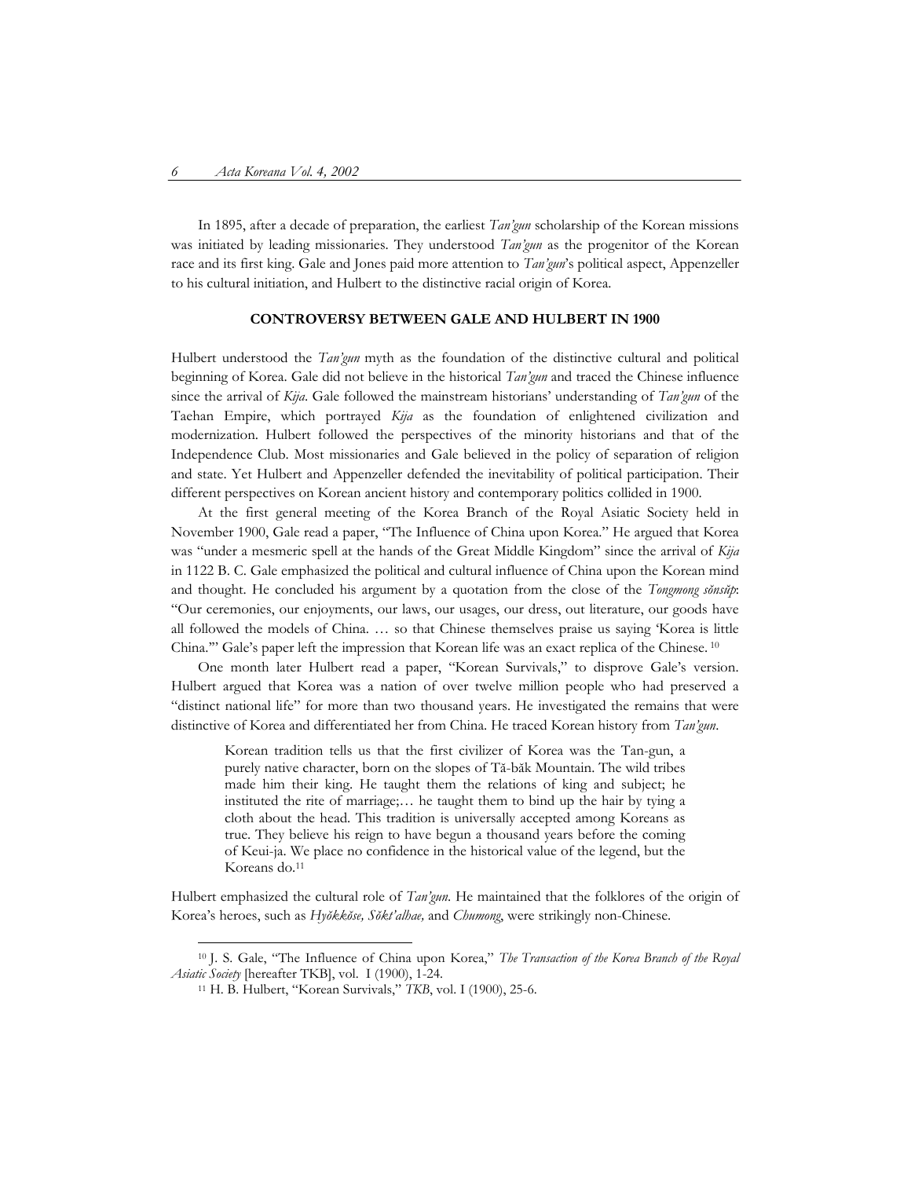In 1895, after a decade of preparation, the earliest *Tan'gun* scholarship of the Korean missions was initiated by leading missionaries. They understood *Tan'gun* as the progenitor of the Korean race and its first king. Gale and Jones paid more attention to *Tan'gun*'s political aspect, Appenzeller to his cultural initiation, and Hulbert to the distinctive racial origin of Korea.

## CONTROVERSY BETWEEN GALE AND HULBERT IN 1900

Hulbert understood the *Tan'gun* myth as the foundation of the distinctive cultural and political beginning of Korea. Gale did not believe in the historical *Tan'gun* and traced the Chinese influence since the arrival of *Kija*. Gale followed the mainstream historians' understanding of *Tan'gun* of the Taehan Empire, which portrayed *Kija* as the foundation of enlightened civilization and modernization. Hulbert followed the perspectives of the minority historians and that of the Independence Club. Most missionaries and Gale believed in the policy of separation of religion and state. Yet Hulbert and Appenzeller defended the inevitability of political participation. Their different perspectives on Korean ancient history and contemporary politics collided in 1900.

At the first general meeting of the Korea Branch of the Royal Asiatic Society held in November 1900, Gale read a paper, "The Influence of China upon Korea." He argued that Korea was "under a mesmeric spell at the hands of the Great Middle Kingdom" since the arrival of *Kija* in 1122 B. C. Gale emphasized the political and cultural influence of China upon the Korean mind and thought. He concluded his argument by a quotation from the close of the *Tongmong sŏnsŭp*: "Our ceremonies, our enjoyments, our laws, our usages, our dress, out literature, our goods have all followed the models of China. … so that Chinese themselves praise us saying 'Korea is little China.'" Gale's paper left the impression that Korean life was an exact replica of the Chinese.[10]

One month later Hulbert read a paper, "Korean Survivals," to disprove Gale's version. Hulbert argued that Korea was a nation of over twelve million people who had preserved a "distinct national life" for more than two thousand years. He investigated the remains that were distinctive of Korea and differentiated her from China. He traced Korean history from *Tan'gun*.

> Korean tradition tells us that the first civilizer of Korea was the Tan-gun, a purely native character, born on the slopes of Tă-băk Mountain. The wild tribes made him their king. He taught them the relations of king and subject; he instituted the rite of marriage;… he taught them to bind up the hair by tying a cloth about the head. This tradition is universally accepted among Koreans as true. They believe his reign to have begun a thousand years before the coming of Keui-ja. We place no confidence in the historical value of the legend, but the Koreans do.[11]

Hulbert emphasized the cultural role of *Tan'gun*. He maintained that the folklores of the origin of Korea's heroes, such as *Hyŏkkŏse, Sŏkt'alhae,* and *Chumong*, were strikingly non-Chinese.

---

[10] J. S. Gale, "The Influence of China upon Korea," *The Transaction of the Korea Branch of the Royal Asiatic Society* [hereafter TKB], vol. I (1900), 1-24.

[11] H. B. Hulbert, "Korean Survivals," *TKB*, vol. I (1900), 25-6.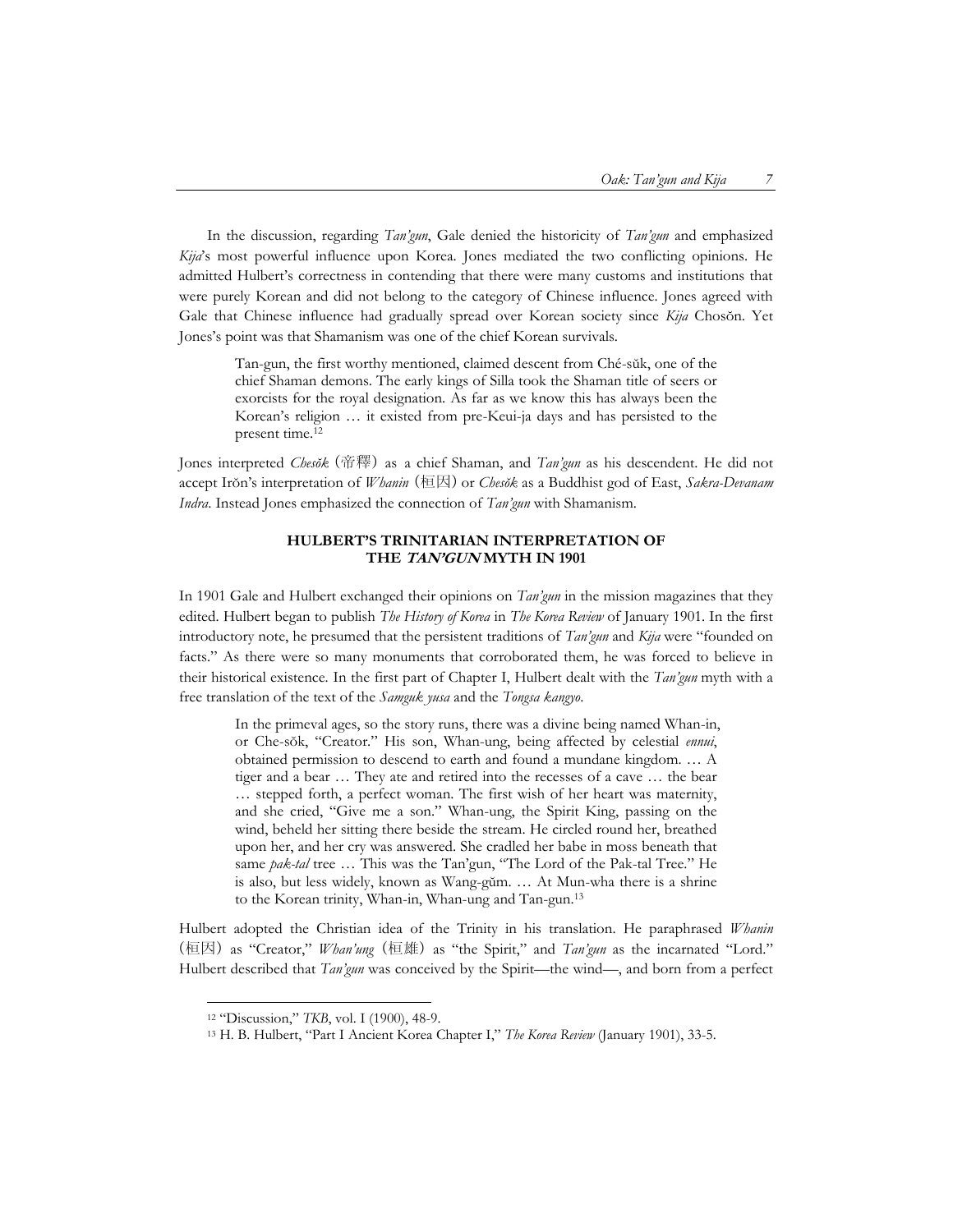In the discussion, regarding *Tan'gun*, Gale denied the historicity of *Tan'gun* and emphasized *Kija*'s most powerful influence upon Korea. Jones mediated the two conflicting opinions. He admitted Hulbert's correctness in contending that there were many customs and institutions that were purely Korean and did not belong to the category of Chinese influence. Jones agreed with Gale that Chinese influence had gradually spread over Korean society since *Kija* Chosŏn. Yet Jones's point was that Shamanism was one of the chief Korean survivals.

> Tan-gun, the first worthy mentioned, claimed descent from Ché-sŭk, one of the chief Shaman demons. The early kings of Silla took the Shaman title of seers or exorcists for the royal designation. As far as we know this has always been the Korean's religion … it existed from pre-Keui-ja days and has persisted to the present time.[12]

Jones interpreted *Chesŏk*（帝釋）as a chief Shaman, and *Tan'gun* as his descendent. He did not accept Irŏn's interpretation of *Whanin*（桓因）or *Chesŏk* as a Buddhist god of East, *Sakra-Devanam Indra*. Instead Jones emphasized the connection of *Tan'gun* with Shamanism.

## HULBERT'S TRINITARIAN INTERPRETATION OF THE *TAN'GUN* MYTH IN 1901

In 1901 Gale and Hulbert exchanged their opinions on *Tan'gun* in the mission magazines that they edited. Hulbert began to publish *The History of Korea* in *The Korea Review* of January 1901. In the first introductory note, he presumed that the persistent traditions of *Tan'gun* and *Kija* were "founded on facts." As there were so many monuments that corroborated them, he was forced to believe in their historical existence. In the first part of Chapter I, Hulbert dealt with the *Tan'gun* myth with a free translation of the text of the *Samguk yusa* and the *Tongsa kangyo*.

> In the primeval ages, so the story runs, there was a divine being named Whan-in, or Che-sŏk, "Creator." His son, Whan-ung, being affected by celestial *ennui*, obtained permission to descend to earth and found a mundane kingdom. … A tiger and a bear … They ate and retired into the recesses of a cave … the bear … stepped forth, a perfect woman. The first wish of her heart was maternity, and she cried, "Give me a son." Whan-ung, the Spirit King, passing on the wind, beheld her sitting there beside the stream. He circled round her, breathed upon her, and her cry was answered. She cradled her babe in moss beneath that same *pak-tal* tree … This was the Tan'gun, "The Lord of the Pak-tal Tree." He is also, but less widely, known as Wang-gŏm. … At Mun-wha there is a shrine to the Korean trinity, Whan-in, Whan-ung and Tan-gun.[13]

Hulbert adopted the Christian idea of the Trinity in his translation. He paraphrased *Whanin*（桓因）as "Creator," *Whan'ung*（桓雄）as "the Spirit," and *Tan'gun* as the incarnated "Lord." Hulbert described that *Tan'gun* was conceived by the Spirit—the wind—, and born from a perfect

---

[12] "Discussion," *TKB*, vol. I (1900), 48-9.

[13] H. B. Hulbert, "Part I Ancient Korea Chapter I," *The Korea Review* (January 1901), 33-5.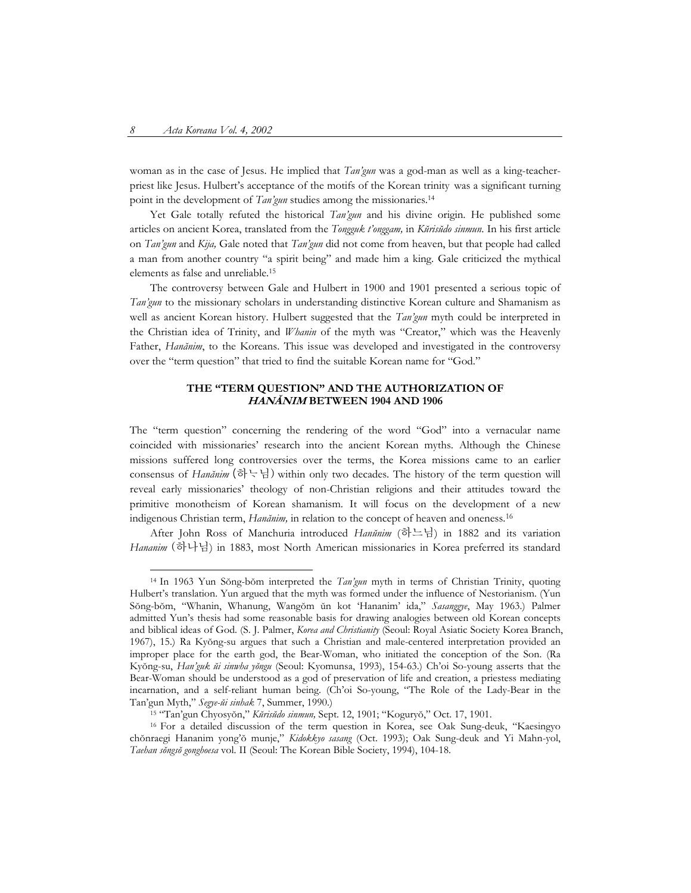woman as in the case of Jesus. He implied that *Tan'gun* was a god-man as well as a king-teacher-priest like Jesus. Hulbert's acceptance of the motifs of the Korean trinity was a significant turning point in the development of *Tan'gun* studies among the missionaries.[14]

Yet Gale totally refuted the historical *Tan'gun* and his divine origin. He published some articles on ancient Korea, translated from the *Tongguk t'onggam,* in *Kŭrisŭdo sinmun*. In his first article on *Tan'gun* and *Kija,* Gale noted that *Tan'gun* did not come from heaven, but that people had called a man from another country "a spirit being" and made him a king. Gale criticized the mythical elements as false and unreliable.[15]

The controversy between Gale and Hulbert in 1900 and 1901 presented a serious topic of *Tan'gun* to the missionary scholars in understanding distinctive Korean culture and Shamanism as well as ancient Korean history. Hulbert suggested that the *Tan'gun* myth could be interpreted in the Christian idea of Trinity, and *Whanin* of the myth was "Creator," which was the Heavenly Father, *Hanănim*, to the Koreans. This issue was developed and investigated in the controversy over the "term question" that tried to find the suitable Korean name for "God."

## THE "TERM QUESTION" AND THE AUTHORIZATION OF *HANĂNIM* BETWEEN 1904 AND 1906

The "term question" concerning the rendering of the word "God" into a vernacular name coincided with missionaries' research into the ancient Korean myths. Although the Chinese missions suffered long controversies over the terms, the Korea missions came to an earlier consensus of *Hanănim* (하ᄂᆞ님) within only two decades. The history of the term question will reveal early missionaries' theology of non-Christian religions and their attitudes toward the primitive monotheism of Korean shamanism. It will focus on the development of a new indigenous Christian term, *Hanănim,* in relation to the concept of heaven and oneness.[16]

After John Ross of Manchuria introduced *Hanŭnim* (하느님) in 1882 and its variation *Hananim* (하나님) in 1883, most North American missionaries in Korea preferred its standard

---

[14] In 1963 Yun Sŏng-bŏm interpreted the *Tan'gun* myth in terms of Christian Trinity, quoting Hulbert's translation. Yun argued that the myth was formed under the influence of Nestorianism. (Yun Sŏng-bŏm, "Whanin, Whanung, Wangŏm ŭn kot 'Hananim' ida," *Sasanggye*, May 1963.) Palmer admitted Yun's thesis had some reasonable basis for drawing analogies between old Korean concepts and biblical ideas of God. (S. J. Palmer, *Korea and Christianity* (Seoul: Royal Asiatic Society Korea Branch, 1967), 15.) Ra Kyŏng-su argues that such a Christian and male-centered interpretation provided an improper place for the earth god, the Bear-Woman, who initiated the conception of the Son. (Ra Kyŏng-su, *Han'guk ŭi sinwha yŏngu* (Seoul: Kyomunsa, 1993), 154-63.) Ch'oi So-young asserts that the Bear-Woman should be understood as a god of preservation of life and creation, a priestess mediating incarnation, and a self-reliant human being. (Ch'oi So-young, "The Role of the Lady-Bear in the Tan'gun Myth," *Segye-ŭi sinhak* 7, Summer, 1990.)

[15] "Tan'gun Chyosyŏn," *Kŭrisŭdo sinmun,* Sept. 12, 1901; "Koguryŏ," Oct. 17, 1901.

[16] For a detailed discussion of the term question in Korea, see Oak Sung-deuk, "Kaesingyo chŏnraegi Hananim yong'ŏ munje," *Kidokkyo sasang* (Oct. 1993); Oak Sung-deuk and Yi Mahn-yol, *Taehan sŏngsŏ gonghoesa* vol. II (Seoul: The Korean Bible Society, 1994), 104-18.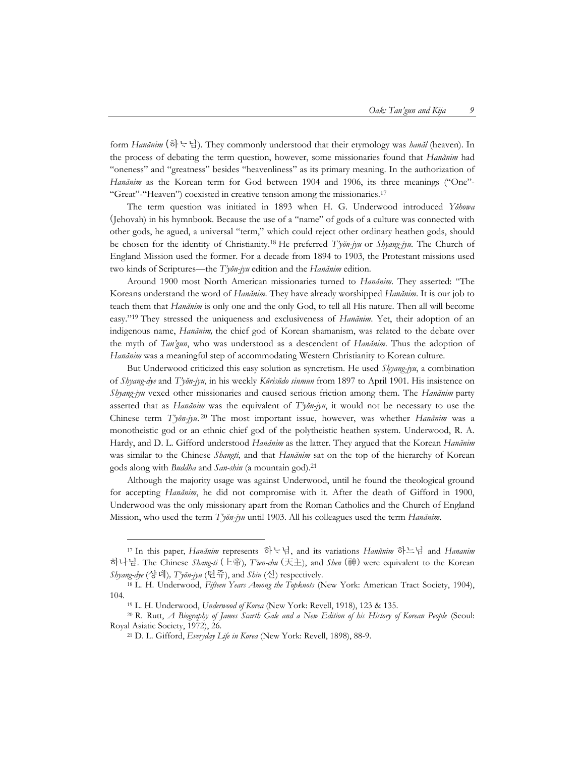form *Hanănim* (하ᄂᆞ님). They commonly understood that their etymology was *hanăl* (heaven). In the process of debating the term question, however, some missionaries found that *Hanănim* had "oneness" and "greatness" besides "heavenliness" as its primary meaning. In the authorization of *Hanănim* as the Korean term for God between 1904 and 1906, its three meanings ("One"-"Great"-"Heaven") coexisted in creative tension among the missionaries.[17]

The term question was initiated in 1893 when H. G. Underwood introduced *Yŏhowa* (Jehovah) in his hymnbook. Because the use of a "name" of gods of a culture was connected with other gods, he agued, a universal "term," which could reject other ordinary heathen gods, should be chosen for the identity of Christianity.[18] He preferred *T'yŏn-jyu* or *Shyang-jyu*. The Church of England Mission used the former. For a decade from 1894 to 1903, the Protestant missions used two kinds of Scriptures—the *T'yŏn-jyu* edition and the *Hanănim* edition.

Around 1900 most North American missionaries turned to *Hanănim*. They asserted: "The Koreans understand the word of *Hanănim*. They have already worshipped *Hanănim*. It is our job to teach them that *Hanănim* is only one and the only God, to tell all His nature. Then all will become easy."[19] They stressed the uniqueness and exclusiveness of *Hanănim*. Yet, their adoption of an indigenous name, *Hanănim,* the chief god of Korean shamanism, was related to the debate over the myth of *Tan'gun*, who was understood as a descendent of *Hanănim*. Thus the adoption of *Hanănim* was a meaningful step of accommodating Western Christianity to Korean culture.

But Underwood criticized this easy solution as syncretism. He used *Shyang-jyu*, a combination of *Shyang-dye* and *T'yŏn-jyu*, in his weekly *Kŭrisŭdo sinmun* from 1897 to April 1901. His insistence on *Shyang-jyu* vexed other missionaries and caused serious friction among them. The *Hanănim* party asserted that as *Hanănim* was the equivalent of *T'yŏn-jyu*, it would not be necessary to use the Chinese term *T'yŏn-jyu*.[20] The most important issue, however, was whether *Hanănim* was a monotheistic god or an ethnic chief god of the polytheistic heathen system. Underwood, R. A. Hardy, and D. L. Gifford understood *Hanănim* as the latter. They argued that the Korean *Hanănim* was similar to the Chinese *Shangti*, and that *Hanănim* sat on the top of the hierarchy of Korean gods along with *Buddha* and *San-shin* (a mountain god).[21]

Although the majority usage was against Underwood, until he found the theological ground for accepting *Hanănim*, he did not compromise with it. After the death of Gifford in 1900, Underwood was the only missionary apart from the Roman Catholics and the Church of England Mission, who used the term *T'yŏn-jyu* until 1903. All his colleagues used the term *Hanănim*.

---

[17] In this paper, *Hanănim* represents 하ᄂᆞ님, and its variations *Hanŭnim* 하느님 and *Hananim* 하나님. The Chinese *Shang-ti* (上帝), *T'ien-chu* (天主), and *Shen* (神) were equivalent to the Korean *Shyang-dye* (샹뎨), *T'yŏn-jyu* (텬쥬), and *Shin* (신) respectively.

[18] L. H. Underwood, *Fifteen Years Among the Topknots* (New York: American Tract Society, 1904), 104.

[19] L. H. Underwood, *Underwood of Korea* (New York: Revell, 1918), 123 & 135.

[20] R. Rutt, *A Biography of James Scarth Gale and a New Edition of his History of Korean People* (Seoul: Royal Asiatic Society, 1972), 26.

[21] D. L. Gifford, *Everyday Life in Korea* (New York: Revell, 1898), 88-9.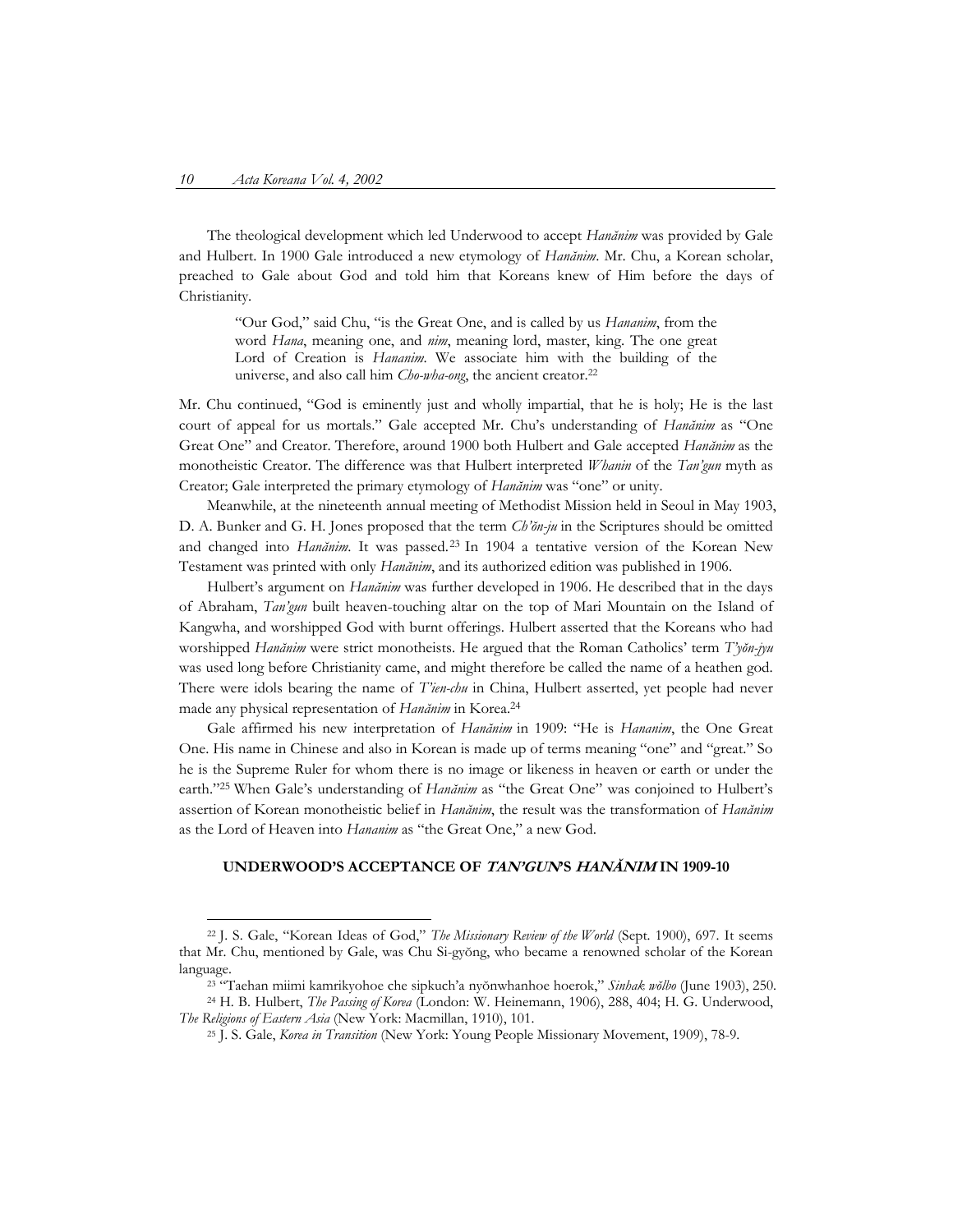The theological development which led Underwood to accept *Hanănim* was provided by Gale and Hulbert. In 1900 Gale introduced a new etymology of *Hanănim*. Mr. Chu, a Korean scholar, preached to Gale about God and told him that Koreans knew of Him before the days of Christianity.

> "Our God," said Chu, "is the Great One, and is called by us *Hananim*, from the word *Hana*, meaning one, and *nim*, meaning lord, master, king. The one great Lord of Creation is *Hananim*. We associate him with the building of the universe, and also call him *Cho-wha-ong*, the ancient creator.[22]

Mr. Chu continued, "God is eminently just and wholly impartial, that he is holy; He is the last court of appeal for us mortals." Gale accepted Mr. Chu's understanding of *Hanănim* as "One Great One" and Creator. Therefore, around 1900 both Hulbert and Gale accepted *Hanănim* as the monotheistic Creator. The difference was that Hulbert interpreted *Whanin* of the *Tan'gun* myth as Creator; Gale interpreted the primary etymology of *Hanănim* was "one" or unity.

Meanwhile, at the nineteenth annual meeting of Methodist Mission held in Seoul in May 1903, D. A. Bunker and G. H. Jones proposed that the term *Ch'ŏn-ju* in the Scriptures should be omitted and changed into *Hanănim*. It was passed.[23] In 1904 a tentative version of the Korean New Testament was printed with only *Hanănim*, and its authorized edition was published in 1906.

Hulbert's argument on *Hanănim* was further developed in 1906. He described that in the days of Abraham, *Tan'gun* built heaven-touching altar on the top of Mari Mountain on the Island of Kangwha, and worshipped God with burnt offerings. Hulbert asserted that the Koreans who had worshipped *Hanănim* were strict monotheists. He argued that the Roman Catholics' term *T'yŏn-jyu* was used long before Christianity came, and might therefore be called the name of a heathen god. There were idols bearing the name of *T'ien-chu* in China, Hulbert asserted, yet people had never made any physical representation of *Hanănim* in Korea.[24]

Gale affirmed his new interpretation of *Hanănim* in 1909: "He is *Hananim*, the One Great One. His name in Chinese and also in Korean is made up of terms meaning "one" and "great." So he is the Supreme Ruler for whom there is no image or likeness in heaven or earth or under the earth."[25] When Gale's understanding of *Hanănim* as "the Great One" was conjoined to Hulbert's assertion of Korean monotheistic belief in *Hanănim*, the result was the transformation of *Hanănim* as the Lord of Heaven into *Hananim* as "the Great One," a new God.

## UNDERWOOD'S ACCEPTANCE OF *TAN'GUN*'S *HANĂNIM* IN 1909-10

---

[22] J. S. Gale, "Korean Ideas of God," *The Missionary Review of the World* (Sept. 1900), 697. It seems that Mr. Chu, mentioned by Gale, was Chu Si-gyŏng, who became a renowned scholar of the Korean language.

[23] "Taehan miimi kamrikyohoe che sipkuch'a nyŏnwhanhoe hoerok," *Sinhak wŏlbo* (June 1903), 250.

[24] H. B. Hulbert, *The Passing of Korea* (London: W. Heinemann, 1906), 288, 404; H. G. Underwood, *The Religions of Eastern Asia* (New York: Macmillan, 1910), 101.

[25] J. S. Gale, *Korea in Transition* (New York: Young People Missionary Movement, 1909), 78-9.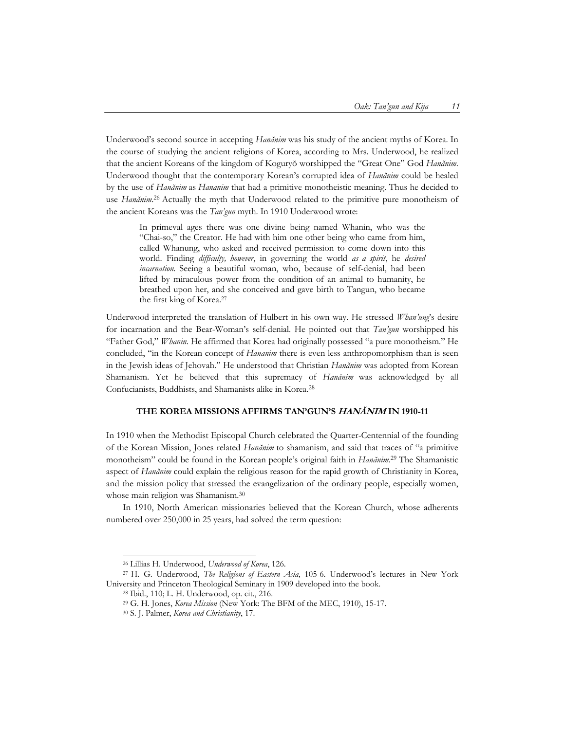Underwood's second source in accepting *Hanănim* was his study of the ancient myths of Korea. In the course of studying the ancient religions of Korea, according to Mrs. Underwood, he realized that the ancient Koreans of the kingdom of Koguryŏ worshipped the "Great One" God *Hanănim*. Underwood thought that the contemporary Korean's corrupted idea of *Hanănim* could be healed by the use of *Hanănim* as *Hananim* that had a primitive monotheistic meaning. Thus he decided to use *Hanănim*.[26] Actually the myth that Underwood related to the primitive pure monotheism of the ancient Koreans was the *Tan'gun* myth. In 1910 Underwood wrote:

> In primeval ages there was one divine being named Whanin, who was the "Chai-so," the Creator. He had with him one other being who came from him, called Whanung, who asked and received permission to come down into this world. Finding *difficulty, however*, in governing the world *as a spirit*, he *desired incarnation*. Seeing a beautiful woman, who, because of self-denial, had been lifted by miraculous power from the condition of an animal to humanity, he breathed upon her, and she conceived and gave birth to Tangun, who became the first king of Korea.[27]

Underwood interpreted the translation of Hulbert in his own way. He stressed *Whan'ung*'s desire for incarnation and the Bear-Woman's self-denial. He pointed out that *Tan'gun* worshipped his "Father God," *Whanin*. He affirmed that Korea had originally possessed "a pure monotheism." He concluded, "in the Korean concept of *Hananim* there is even less anthropomorphism than is seen in the Jewish ideas of Jehovah." He understood that Christian *Hanănim* was adopted from Korean Shamanism. Yet he believed that this supremacy of *Hanănim* was acknowledged by all Confucianists, Buddhists, and Shamanists alike in Korea.[28]

### THE KOREA MISSIONS AFFIRMS TAN'GUN'S *HANĂNIM* IN 1910-11

In 1910 when the Methodist Episcopal Church celebrated the Quarter-Centennial of the founding of the Korean Mission, Jones related *Hanănim* to shamanism, and said that traces of "a primitive monotheism" could be found in the Korean people's original faith in *Hanănim*.[29] The Shamanistic aspect of *Hanănim* could explain the religious reason for the rapid growth of Christianity in Korea, and the mission policy that stressed the evangelization of the ordinary people, especially women, whose main religion was Shamanism.[30]

In 1910, North American missionaries believed that the Korean Church, whose adherents numbered over 250,000 in 25 years, had solved the term question:

---

[26] Lillias H. Underwood, *Underwood of Korea*, 126.

[27] H. G. Underwood, *The Religions of Eastern Asia*, 105-6. Underwood's lectures in New York University and Princeton Theological Seminary in 1909 developed into the book.

[28] Ibid., 110; L. H. Underwood, op. cit., 216.

[29] G. H. Jones, *Korea Mission* (New York: The BFM of the MEC, 1910), 15-17.

[30] S. J. Palmer, *Korea and Christianity*, 17.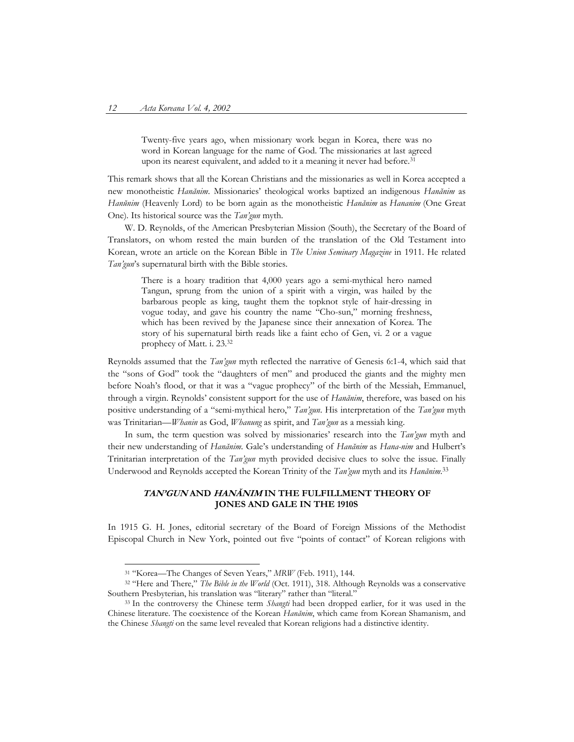> Twenty-five years ago, when missionary work began in Korea, there was no word in Korean language for the name of God. The missionaries at last agreed upon its nearest equivalent, and added to it a meaning it never had before.[31]

This remark shows that all the Korean Christians and the missionaries as well in Korea accepted a new monotheistic *Hanănim*. Missionaries' theological works baptized an indigenous *Hanănim* as *Hanŭnim* (Heavenly Lord) to be born again as the monotheistic *Hanănim* as *Hananim* (One Great One). Its historical source was the *Tan'gun* myth.

W. D. Reynolds, of the American Presbyterian Mission (South), the Secretary of the Board of Translators, on whom rested the main burden of the translation of the Old Testament into Korean, wrote an article on the Korean Bible in *The Union Seminary Magazine* in 1911. He related *Tan'gun*'s supernatural birth with the Bible stories.

> There is a hoary tradition that 4,000 years ago a semi-mythical hero named Tangun, sprung from the union of a spirit with a virgin, was hailed by the barbarous people as king, taught them the topknot style of hair-dressing in vogue today, and gave his country the name "Cho-sun," morning freshness, which has been revived by the Japanese since their annexation of Korea. The story of his supernatural birth reads like a faint echo of Gen, vi. 2 or a vague prophecy of Matt. i. 23.[32]

Reynolds assumed that the *Tan'gun* myth reflected the narrative of Genesis 6:1-4, which said that the "sons of God" took the "daughters of men" and produced the giants and the mighty men before Noah's flood, or that it was a "vague prophecy" of the birth of the Messiah, Emmanuel, through a virgin. Reynolds' consistent support for the use of *Hanănim*, therefore, was based on his positive understanding of a "semi-mythical hero," *Tan'gun*. His interpretation of the *Tan'gun* myth was Trinitarian—*Whanin* as God, *Whanung* as spirit, and *Tan'gun* as a messiah king.

In sum, the term question was solved by missionaries' research into the *Tan'gun* myth and their new understanding of *Hanănim*. Gale's understanding of *Hanănim* as *Hana-nim* and Hulbert's Trinitarian interpretation of the *Tan'gun* myth provided decisive clues to solve the issue. Finally Underwood and Reynolds accepted the Korean Trinity of the *Tan'gun* myth and its *Hanănim*.[33]

## *TAN'GUN* AND *HANĂNIM* IN THE FULFILLMENT THEORY OF JONES AND GALE IN THE 1910S

In 1915 G. H. Jones, editorial secretary of the Board of Foreign Missions of the Methodist Episcopal Church in New York, pointed out five "points of contact" of Korean religions with

---

[31] "Korea—The Changes of Seven Years," *MRW* (Feb. 1911), 144.

[32] "Here and There," *The Bible in the World* (Oct. 1911), 318. Although Reynolds was a conservative Southern Presbyterian, his translation was "literary" rather than "literal."

[33] In the controversy the Chinese term *Shangti* had been dropped earlier, for it was used in the Chinese literature. The coexistence of the Korean *Hanănim*, which came from Korean Shamanism, and the Chinese *Shangti* on the same level revealed that Korean religions had a distinctive identity.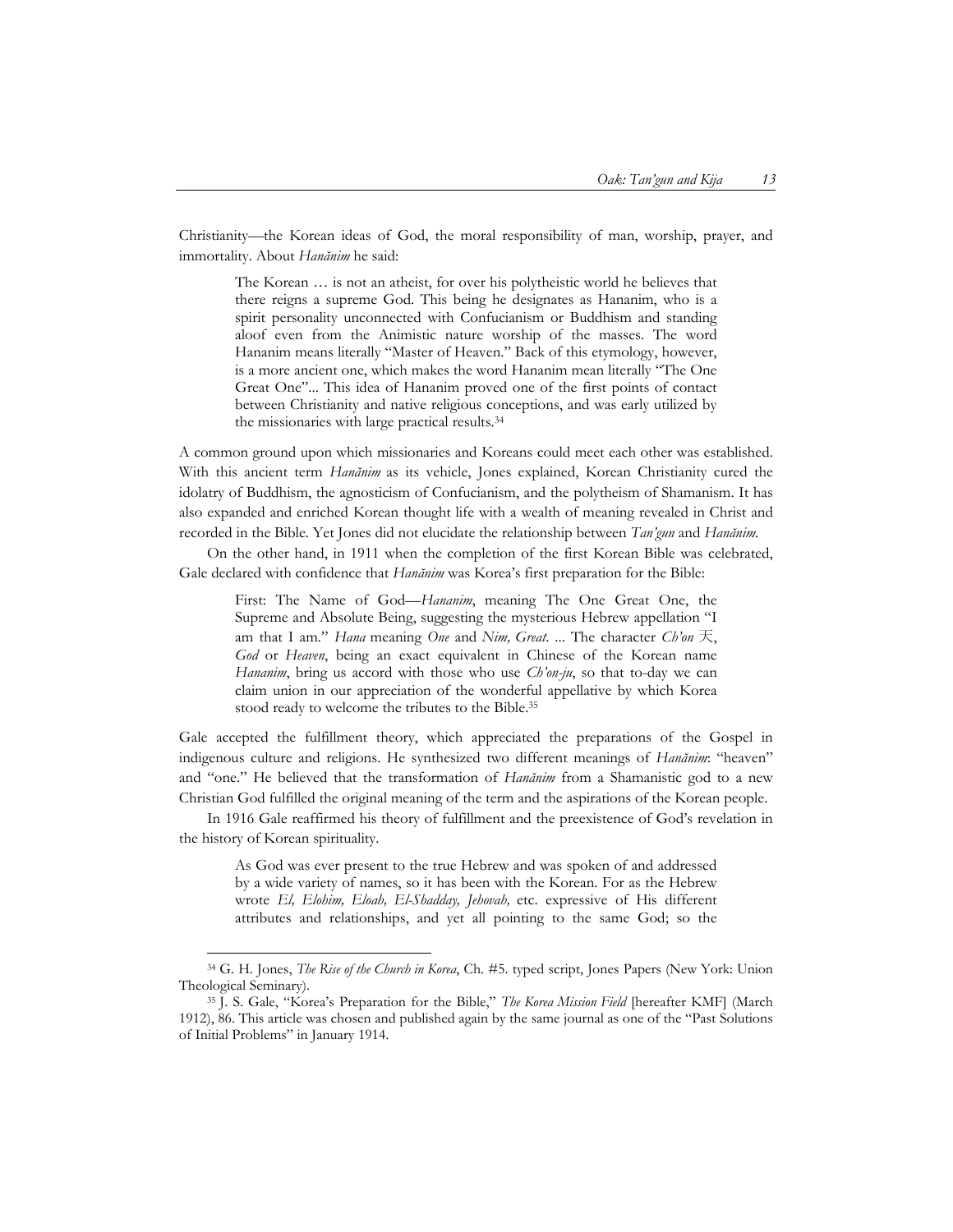Christianity—the Korean ideas of God, the moral responsibility of man, worship, prayer, and immortality. About *Hanănim* he said:

> The Korean … is not an atheist, for over his polytheistic world he believes that there reigns a supreme God. This being he designates as Hananim, who is a spirit personality unconnected with Confucianism or Buddhism and standing aloof even from the Animistic nature worship of the masses. The word Hananim means literally "Master of Heaven." Back of this etymology, however, is a more ancient one, which makes the word Hananim mean literally "The One Great One"... This idea of Hananim proved one of the first points of contact between Christianity and native religious conceptions, and was early utilized by the missionaries with large practical results.[34]

A common ground upon which missionaries and Koreans could meet each other was established. With this ancient term *Hanănim* as its vehicle, Jones explained, Korean Christianity cured the idolatry of Buddhism, the agnosticism of Confucianism, and the polytheism of Shamanism. It has also expanded and enriched Korean thought life with a wealth of meaning revealed in Christ and recorded in the Bible. Yet Jones did not elucidate the relationship between *Tan'gun* and *Hanănim*.

On the other hand, in 1911 when the completion of the first Korean Bible was celebrated, Gale declared with confidence that *Hanănim* was Korea's first preparation for the Bible:

> First: The Name of God—*Hananim*, meaning The One Great One, the Supreme and Absolute Being, suggesting the mysterious Hebrew appellation "I am that I am." *Hana* meaning *One* and *Nim, Great*. ... The character *Ch'on* 天, *God* or *Heaven*, being an exact equivalent in Chinese of the Korean name *Hananim*, bring us accord with those who use *Ch'on-ju*, so that to-day we can claim union in our appreciation of the wonderful appellative by which Korea stood ready to welcome the tributes to the Bible.[35]

Gale accepted the fulfillment theory, which appreciated the preparations of the Gospel in indigenous culture and religions. He synthesized two different meanings of *Hanănim*: "heaven" and "one." He believed that the transformation of *Hanănim* from a Shamanistic god to a new Christian God fulfilled the original meaning of the term and the aspirations of the Korean people.

In 1916 Gale reaffirmed his theory of fulfillment and the preexistence of God's revelation in the history of Korean spirituality.

> As God was ever present to the true Hebrew and was spoken of and addressed by a wide variety of names, so it has been with the Korean. For as the Hebrew wrote *El, Elohim, Eloah, El-Shadday, Jehovah,* etc. expressive of His different attributes and relationships, and yet all pointing to the same God; so the

---

[34] G. H. Jones, *The Rise of the Church in Korea*, Ch. #5. typed script, Jones Papers (New York: Union Theological Seminary).

[35] J. S. Gale, "Korea's Preparation for the Bible," *The Korea Mission Field* [hereafter KMF] (March 1912), 86. This article was chosen and published again by the same journal as one of the "Past Solutions of Initial Problems" in January 1914.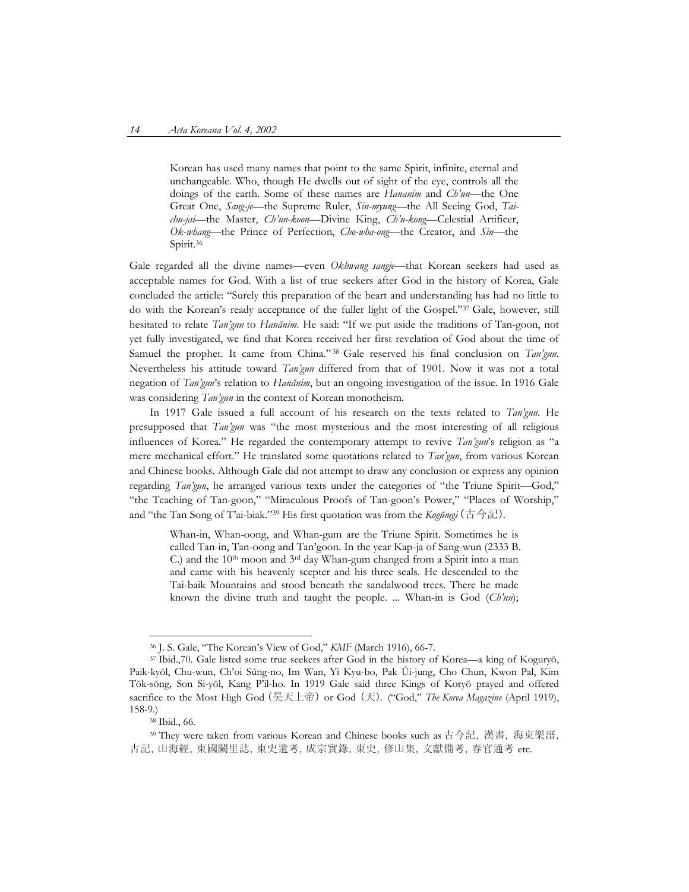> Korean has used many names that point to the same Spirit, infinite, eternal and unchangeable. Who, though He dwells out of sight of the eye, controls all the doings of the earth. Some of these names are *Hananim* and *Ch'un*—the One Great One, *Sang-je*—the Supreme Ruler, *Sin-myung*—the All Seeing God, *Tai-chu-jai*—the Master, *Ch'un-koon*—Divine King, *Ch'u-kong*—Celestial Artificer, *Ok-whang*—the Prince of Perfection, *Cho-wha-ong*—the Creator, and *Sin*—the Spirit.[36]

Gale regarded all the divine names—even *Okhwang sangje*—that Korean seekers had used as acceptable names for God. With a list of true seekers after God in the history of Korea, Gale concluded the article: "Surely this preparation of the heart and understanding has had no little to do with the Korean's ready acceptance of the fuller light of the Gospel."[37] Gale, however, still hesitated to relate *Tan'gun* to *Hanănim*. He said: "If we put aside the traditions of Tan-goon, not yet fully investigated, we find that Korea received her first revelation of God about the time of Samuel the prophet. It came from China."[38] Gale reserved his final conclusion on *Tan'gun*. Nevertheless his attitude toward *Tan'gun* differed from that of 1901. Now it was not a total negation of *Tan'gun*'s relation to *Hanănim*, but an ongoing investigation of the issue. In 1916 Gale was considering *Tan'gun* in the context of Korean monotheism.

In 1917 Gale issued a full account of his research on the texts related to *Tan'gun*. He presupposed that *Tan'gun* was "the most mysterious and the most interesting of all religious influences of Korea." He regarded the contemporary attempt to revive *Tan'gun*'s religion as "a mere mechanical effort." He translated some quotations related to *Tan'gun*, from various Korean and Chinese books. Although Gale did not attempt to draw any conclusion or express any opinion regarding *Tan'gun*, he arranged various texts under the categories of "the Triune Spirit—God," "the Teaching of Tan-goon," "Miraculous Proofs of Tan-goon's Power," "Places of Worship," and "the Tan Song of T'ai-biak."[39] His first quotation was from the *Kogŭmgi* (古今記).

> Whan-in, Whan-oong, and Whan-gum are the Triune Spirit. Sometimes he is called Tan-in, Tan-oong and Tan'goon. In the year Kap-ja of Sang-wun (2333 B. C.) and the 10th moon and 3rd day Whan-gum changed from a Spirit into a man and came with his heavenly scepter and his three seals. He descended to the Tai-baik Mountains and stood beneath the sandalwood trees. There he made known the divine truth and taught the people. ... Whan-in is God (*Ch'un*);

---

[36] J. S. Gale, "The Korean's View of God," *KMF* (March 1916), 66-7.

[37] Ibid.,70. Gale listed some true seekers after God in the history of Korea—a king of Koguryŏ, Paik-kyŏl, Chu-wun, Ch'oi Sŭng-no, Im Wan, Yi Kyu-bo, Pak Ŭi-jung, Cho Chun, Kwon Pal, Kim Tŏk-sŏng, Son Si-yŏl, Kang P'il-ho. In 1919 Gale said three Kings of Koryŏ prayed and offered sacrifice to the Most High God (昊天上帝) or God (天). ("God," *The Korea Magazine* (April 1919), 158-9.)

[38] Ibid., 66.

[39] They were taken from various Korean and Chinese books such as 古今記, 漢書, 海東樂譜, 古記, 山海經, 東國闕里誌, 東史遺考, 成宗實錄, 東史, 修山集, 文獻備考, 春官通考 etc.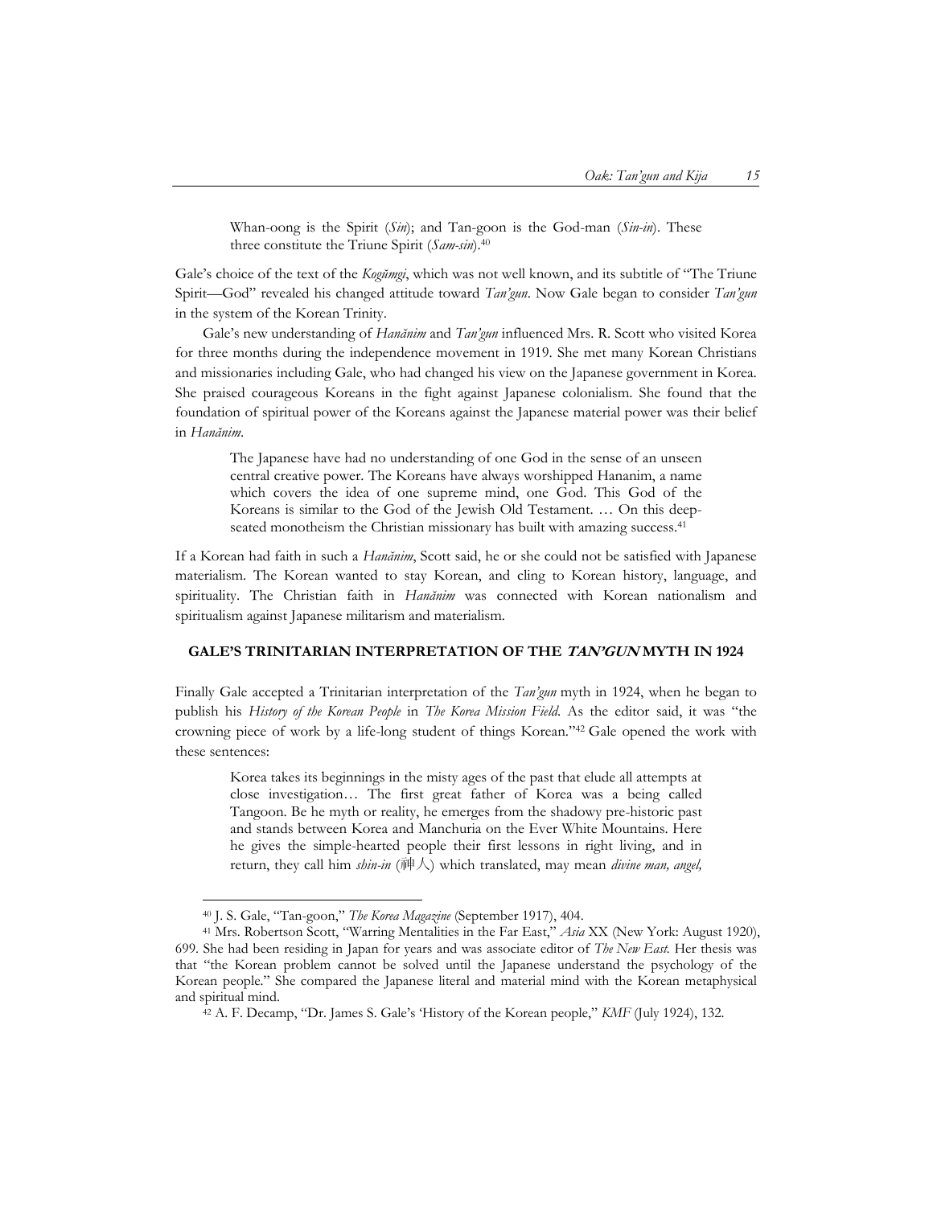> Whan-oong is the Spirit (*Sin*); and Tan-goon is the God-man (*Sin-in*). These three constitute the Triune Spirit (*Sam-sin*).[40]

Gale's choice of the text of the *Kogŭmgi*, which was not well known, and its subtitle of "The Triune Spirit—God" revealed his changed attitude toward *Tan'gun*. Now Gale began to consider *Tan'gun* in the system of the Korean Trinity.

Gale's new understanding of *Hanănim* and *Tan'gun* influenced Mrs. R. Scott who visited Korea for three months during the independence movement in 1919. She met many Korean Christians and missionaries including Gale, who had changed his view on the Japanese government in Korea. She praised courageous Koreans in the fight against Japanese colonialism. She found that the foundation of spiritual power of the Koreans against the Japanese material power was their belief in *Hanănim*.

> The Japanese have had no understanding of one God in the sense of an unseen central creative power. The Koreans have always worshipped Hananim, a name which covers the idea of one supreme mind, one God. This God of the Koreans is similar to the God of the Jewish Old Testament. … On this deep-seated monotheism the Christian missionary has built with amazing success.[41]

If a Korean had faith in such a *Hanănim*, Scott said, he or she could not be satisfied with Japanese materialism. The Korean wanted to stay Korean, and cling to Korean history, language, and spirituality. The Christian faith in *Hanănim* was connected with Korean nationalism and spiritualism against Japanese militarism and materialism.

## GALE'S TRINITARIAN INTERPRETATION OF THE *TAN'GUN* MYTH IN 1924

Finally Gale accepted a Trinitarian interpretation of the *Tan'gun* myth in 1924, when he began to publish his *History of the Korean People* in *The Korea Mission Field*. As the editor said, it was "the crowning piece of work by a life-long student of things Korean."[42] Gale opened the work with these sentences:

> Korea takes its beginnings in the misty ages of the past that elude all attempts at close investigation… The first great father of Korea was a being called Tangoon. Be he myth or reality, he emerges from the shadowy pre-historic past and stands between Korea and Manchuria on the Ever White Mountains. Here he gives the simple-hearted people their first lessons in right living, and in return, they call him *shin-in* (神人) which translated, may mean *divine man, angel,*

---

[40] J. S. Gale, "Tan-goon," *The Korea Magazine* (September 1917), 404.

[41] Mrs. Robertson Scott, "Warring Mentalities in the Far East," *Asia* XX (New York: August 1920), 699. She had been residing in Japan for years and was associate editor of *The New East*. Her thesis was that "the Korean problem cannot be solved until the Japanese understand the psychology of the Korean people." She compared the Japanese literal and material mind with the Korean metaphysical and spiritual mind.

[42] A. F. Decamp, "Dr. James S. Gale's 'History of the Korean people," *KMF* (July 1924), 132.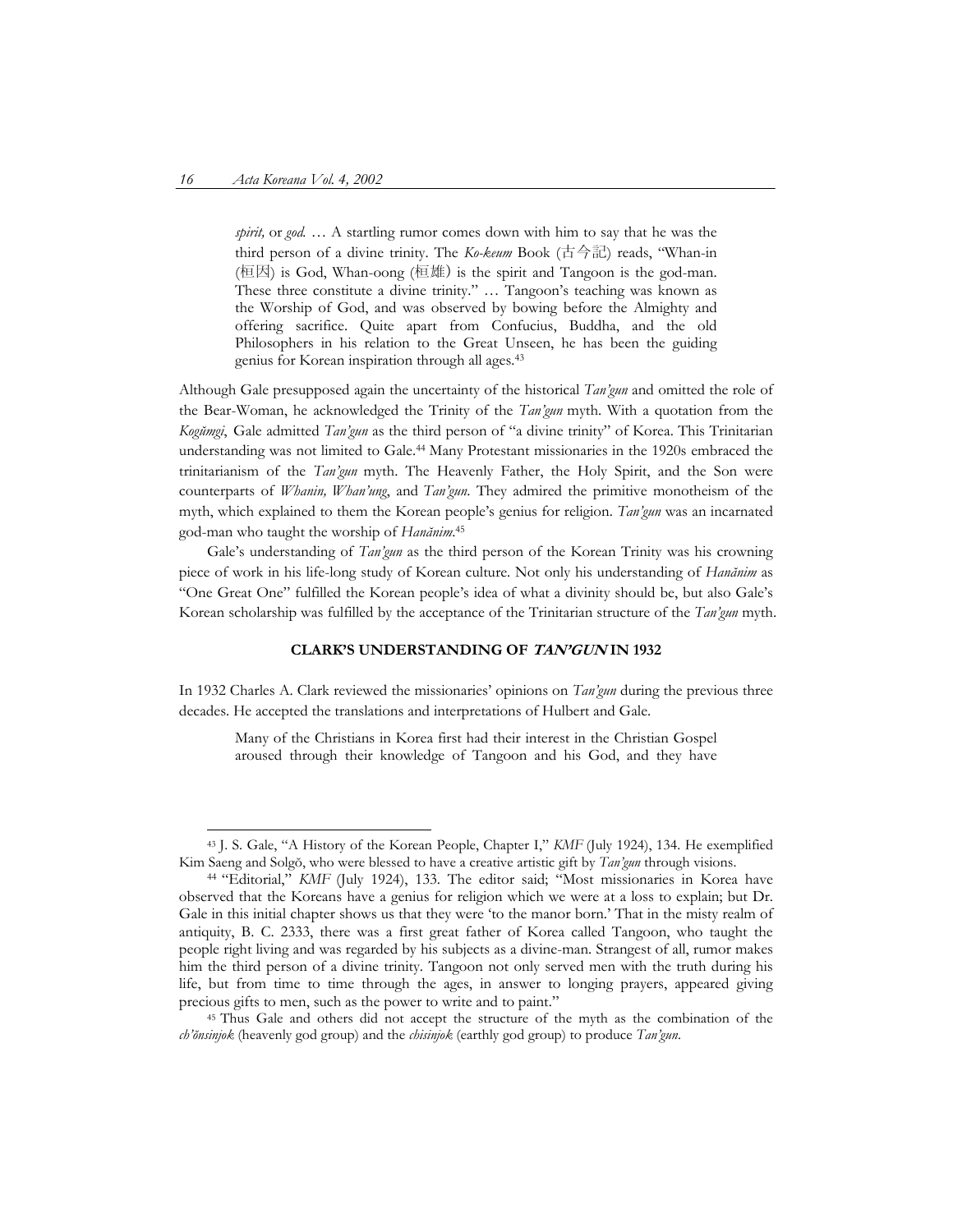> *spirit,* or *god.* … A startling rumor comes down with him to say that he was the third person of a divine trinity. The *Ko-keum* Book (古今記) reads, "Whan-in (桓因) is God, Whan-oong (桓雄) is the spirit and Tangoon is the god-man. These three constitute a divine trinity." … Tangoon's teaching was known as the Worship of God, and was observed by bowing before the Almighty and offering sacrifice. Quite apart from Confucius, Buddha, and the old Philosophers in his relation to the Great Unseen, he has been the guiding genius for Korean inspiration through all ages.[43]

Although Gale presupposed again the uncertainty of the historical *Tan'gun* and omitted the role of the Bear-Woman, he acknowledged the Trinity of the *Tan'gun* myth. With a quotation from the *Kogŭmgi*, Gale admitted *Tan'gun* as the third person of "a divine trinity" of Korea. This Trinitarian understanding was not limited to Gale.[44] Many Protestant missionaries in the 1920s embraced the trinitarianism of the *Tan'gun* myth. The Heavenly Father, the Holy Spirit, and the Son were counterparts of *Whanin, Whan'ung*, and *Tan'gun*. They admired the primitive monotheism of the myth, which explained to them the Korean people's genius for religion. *Tan'gun* was an incarnated god-man who taught the worship of *Hanănim*.[45]

Gale's understanding of *Tan'gun* as the third person of the Korean Trinity was his crowning piece of work in his life-long study of Korean culture. Not only his understanding of *Hanănim* as "One Great One" fulfilled the Korean people's idea of what a divinity should be, but also Gale's Korean scholarship was fulfilled by the acceptance of the Trinitarian structure of the *Tan'gun* myth.

### CLARK'S UNDERSTANDING OF *TAN'GUN* IN 1932

In 1932 Charles A. Clark reviewed the missionaries' opinions on *Tan'gun* during the previous three decades. He accepted the translations and interpretations of Hulbert and Gale.

> Many of the Christians in Korea first had their interest in the Christian Gospel aroused through their knowledge of Tangoon and his God, and they have

---

[43] J. S. Gale, "A History of the Korean People, Chapter I," *KMF* (July 1924), 134. He exemplified Kim Saeng and Solgŏ, who were blessed to have a creative artistic gift by *Tan'gun* through visions.

[44] "Editorial," *KMF* (July 1924), 133. The editor said; "Most missionaries in Korea have observed that the Koreans have a genius for religion which we were at a loss to explain; but Dr. Gale in this initial chapter shows us that they were 'to the manor born.' That in the misty realm of antiquity, B. C. 2333, there was a first great father of Korea called Tangoon, who taught the people right living and was regarded by his subjects as a divine-man. Strangest of all, rumor makes him the third person of a divine trinity. Tangoon not only served men with the truth during his life, but from time to time through the ages, in answer to longing prayers, appeared giving precious gifts to men, such as the power to write and to paint."

[45] Thus Gale and others did not accept the structure of the myth as the combination of the *ch'ŏnsinjok* (heavenly god group) and the *chisinjok* (earthly god group) to produce *Tan'gun*.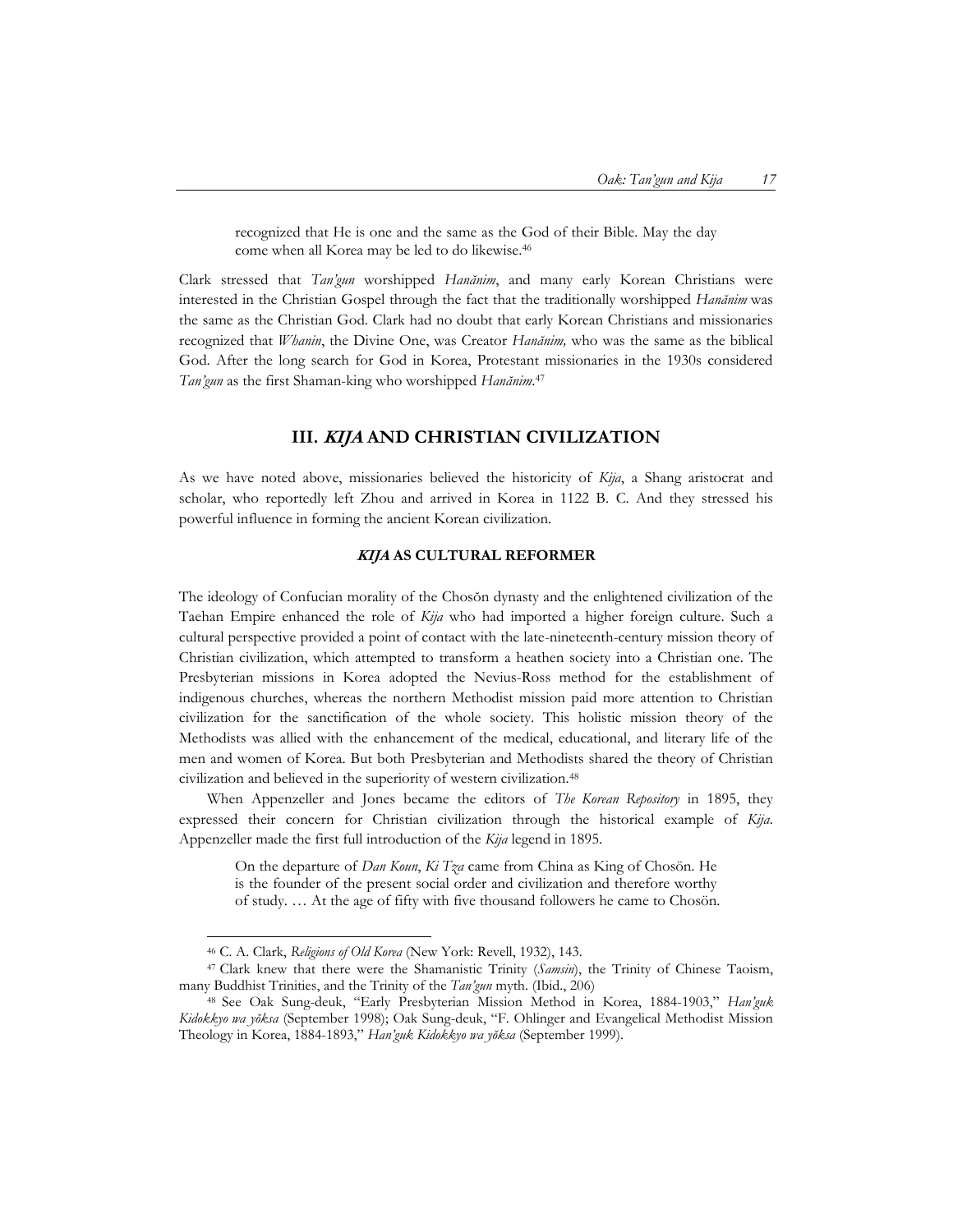> recognized that He is one and the same as the God of their Bible. May the day come when all Korea may be led to do likewise.[46]

Clark stressed that *Tan'gun* worshipped *Hanănim*, and many early Korean Christians were interested in the Christian Gospel through the fact that the traditionally worshipped *Hanănim* was the same as the Christian God. Clark had no doubt that early Korean Christians and missionaries recognized that *Whanin*, the Divine One, was Creator *Hanănim,* who was the same as the biblical God. After the long search for God in Korea, Protestant missionaries in the 1930s considered *Tan'gun* as the first Shaman-king who worshipped *Hanănim*.[47]

## III. *KIJA* AND CHRISTIAN CIVILIZATION

As we have noted above, missionaries believed the historicity of *Kija*, a Shang aristocrat and scholar, who reportedly left Zhou and arrived in Korea in 1122 B. C. And they stressed his powerful influence in forming the ancient Korean civilization.

### *KIJA* AS CULTURAL REFORMER

The ideology of Confucian morality of the Chosŏn dynasty and the enlightened civilization of the Taehan Empire enhanced the role of *Kija* who had imported a higher foreign culture. Such a cultural perspective provided a point of contact with the late-nineteenth-century mission theory of Christian civilization, which attempted to transform a heathen society into a Christian one. The Presbyterian missions in Korea adopted the Nevius-Ross method for the establishment of indigenous churches, whereas the northern Methodist mission paid more attention to Christian civilization for the sanctification of the whole society. This holistic mission theory of the Methodists was allied with the enhancement of the medical, educational, and literary life of the men and women of Korea. But both Presbyterian and Methodists shared the theory of Christian civilization and believed in the superiority of western civilization.[48]

When Appenzeller and Jones became the editors of *The Korean Repository* in 1895, they expressed their concern for Christian civilization through the historical example of *Kija*. Appenzeller made the first full introduction of the *Kija* legend in 1895.

> On the departure of *Dan Koun*, *Ki Tza* came from China as King of Chosön. He is the founder of the present social order and civilization and therefore worthy of study. … At the age of fifty with five thousand followers he came to Chosön.

---

[46] C. A. Clark, *Religions of Old Korea* (New York: Revell, 1932), 143.

[47] Clark knew that there were the Shamanistic Trinity (*Samsin*), the Trinity of Chinese Taoism, many Buddhist Trinities, and the Trinity of the *Tan'gun* myth. (Ibid., 206)

[48] See Oak Sung-deuk, "Early Presbyterian Mission Method in Korea, 1884-1903," *Han'guk Kidokkyo wa yŏksa* (September 1998); Oak Sung-deuk, "F. Ohlinger and Evangelical Methodist Mission Theology in Korea, 1884-1893," *Han'guk Kidokkyo wa yŏksa* (September 1999).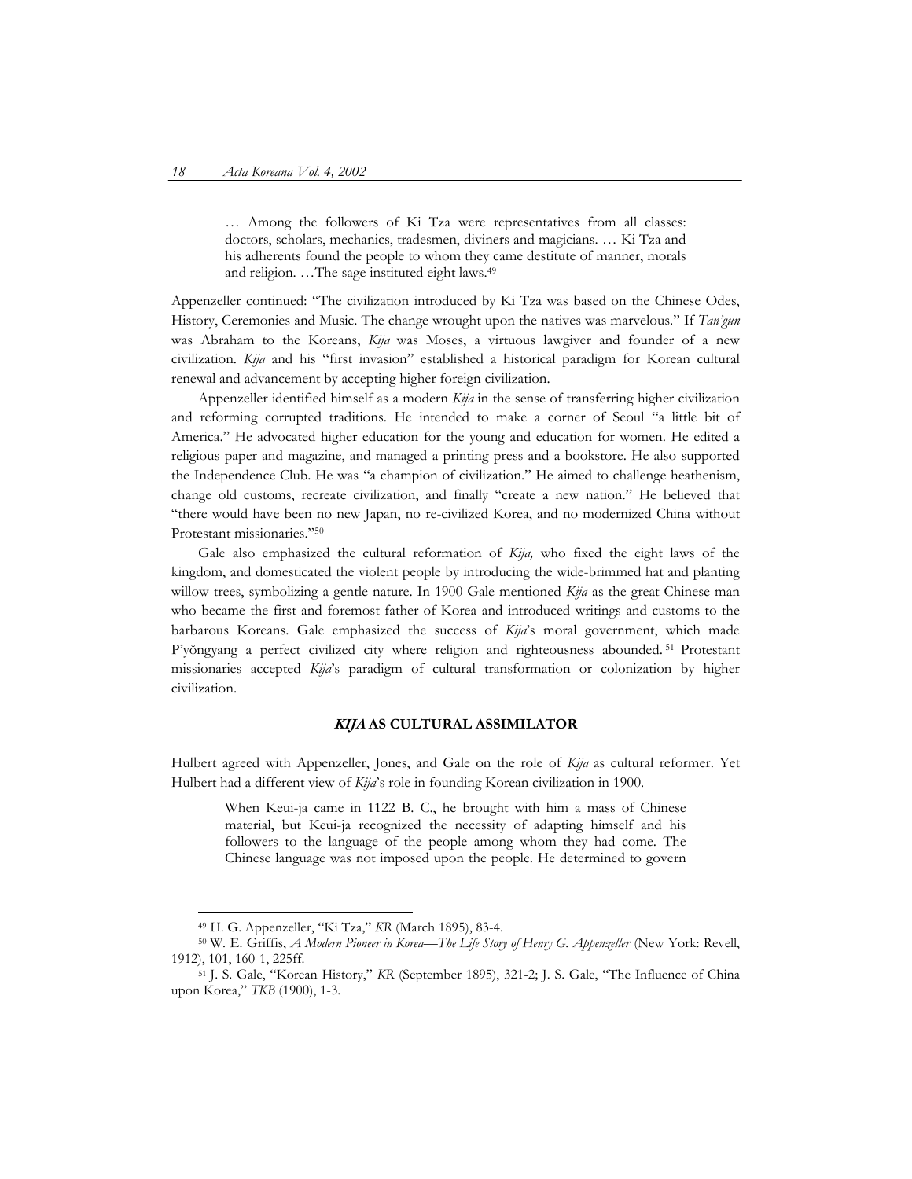> … Among the followers of Ki Tza were representatives from all classes: doctors, scholars, mechanics, tradesmen, diviners and magicians. … Ki Tza and his adherents found the people to whom they came destitute of manner, morals and religion. …The sage instituted eight laws.[49]

Appenzeller continued: "The civilization introduced by Ki Tza was based on the Chinese Odes, History, Ceremonies and Music. The change wrought upon the natives was marvelous." If *Tan'gun* was Abraham to the Koreans, *Kija* was Moses, a virtuous lawgiver and founder of a new civilization. *Kija* and his "first invasion" established a historical paradigm for Korean cultural renewal and advancement by accepting higher foreign civilization.

Appenzeller identified himself as a modern *Kija* in the sense of transferring higher civilization and reforming corrupted traditions. He intended to make a corner of Seoul "a little bit of America." He advocated higher education for the young and education for women. He edited a religious paper and magazine, and managed a printing press and a bookstore. He also supported the Independence Club. He was "a champion of civilization." He aimed to challenge heathenism, change old customs, recreate civilization, and finally "create a new nation." He believed that "there would have been no new Japan, no re-civilized Korea, and no modernized China without Protestant missionaries."[50]

Gale also emphasized the cultural reformation of *Kija,* who fixed the eight laws of the kingdom, and domesticated the violent people by introducing the wide-brimmed hat and planting willow trees, symbolizing a gentle nature. In 1900 Gale mentioned *Kija* as the great Chinese man who became the first and foremost father of Korea and introduced writings and customs to the barbarous Koreans. Gale emphasized the success of *Kija*'s moral government, which made P'yŏngyang a perfect civilized city where religion and righteousness abounded.[51] Protestant missionaries accepted *Kija*'s paradigm of cultural transformation or colonization by higher civilization.

### *KIJA* AS CULTURAL ASSIMILATOR

Hulbert agreed with Appenzeller, Jones, and Gale on the role of *Kija* as cultural reformer. Yet Hulbert had a different view of *Kija*'s role in founding Korean civilization in 1900.

> When Keui-ja came in 1122 B. C., he brought with him a mass of Chinese material, but Keui-ja recognized the necessity of adapting himself and his followers to the language of the people among whom they had come. The Chinese language was not imposed upon the people. He determined to govern

---

[49] H. G. Appenzeller, "Ki Tza," *KR* (March 1895), 83-4.

[50] W. E. Griffis, *A Modern Pioneer in Korea—The Life Story of Henry G. Appenzeller* (New York: Revell, 1912), 101, 160-1, 225ff.

[51] J. S. Gale, "Korean History," *KR* (September 1895), 321-2; J. S. Gale, "The Influence of China upon Korea," *TKB* (1900), 1-3.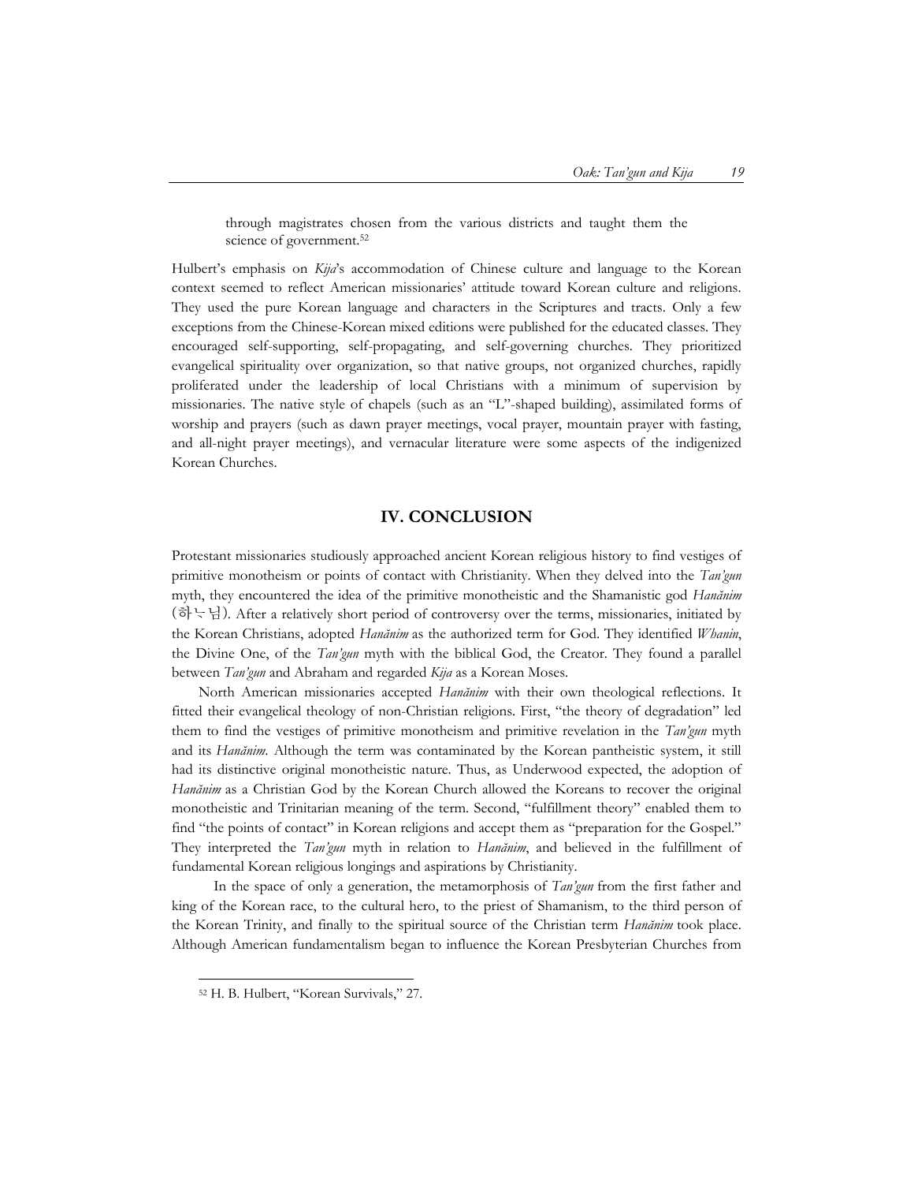> through magistrates chosen from the various districts and taught them the science of government.[52]

Hulbert's emphasis on *Kija*'s accommodation of Chinese culture and language to the Korean context seemed to reflect American missionaries' attitude toward Korean culture and religions. They used the pure Korean language and characters in the Scriptures and tracts. Only a few exceptions from the Chinese-Korean mixed editions were published for the educated classes. They encouraged self-supporting, self-propagating, and self-governing churches. They prioritized evangelical spirituality over organization, so that native groups, not organized churches, rapidly proliferated under the leadership of local Christians with a minimum of supervision by missionaries. The native style of chapels (such as an "L"-shaped building), assimilated forms of worship and prayers (such as dawn prayer meetings, vocal prayer, mountain prayer with fasting, and all-night prayer meetings), and vernacular literature were some aspects of the indigenized Korean Churches.

## IV. CONCLUSION

Protestant missionaries studiously approached ancient Korean religious history to find vestiges of primitive monotheism or points of contact with Christianity. When they delved into the *Tan'gun* myth, they encountered the idea of the primitive monotheistic and the Shamanistic god *Hanănim* (하ᄂᆞ님). After a relatively short period of controversy over the terms, missionaries, initiated by the Korean Christians, adopted *Hanănim* as the authorized term for God. They identified *Whanin*, the Divine One, of the *Tan'gun* myth with the biblical God, the Creator. They found a parallel between *Tan'gun* and Abraham and regarded *Kija* as a Korean Moses.

North American missionaries accepted *Hanănim* with their own theological reflections. It fitted their evangelical theology of non-Christian religions. First, "the theory of degradation" led them to find the vestiges of primitive monotheism and primitive revelation in the *Tan'gun* myth and its *Hanănim*. Although the term was contaminated by the Korean pantheistic system, it still had its distinctive original monotheistic nature. Thus, as Underwood expected, the adoption of *Hanănim* as a Christian God by the Korean Church allowed the Koreans to recover the original monotheistic and Trinitarian meaning of the term. Second, "fulfillment theory" enabled them to find "the points of contact" in Korean religions and accept them as "preparation for the Gospel." They interpreted the *Tan'gun* myth in relation to *Hanănim*, and believed in the fulfillment of fundamental Korean religious longings and aspirations by Christianity.

In the space of only a generation, the metamorphosis of *Tan'gun* from the first father and king of the Korean race, to the cultural hero, to the priest of Shamanism, to the third person of the Korean Trinity, and finally to the spiritual source of the Christian term *Hanănim* took place. Although American fundamentalism began to influence the Korean Presbyterian Churches from

---

[52] H. B. Hulbert, "Korean Survivals," 27.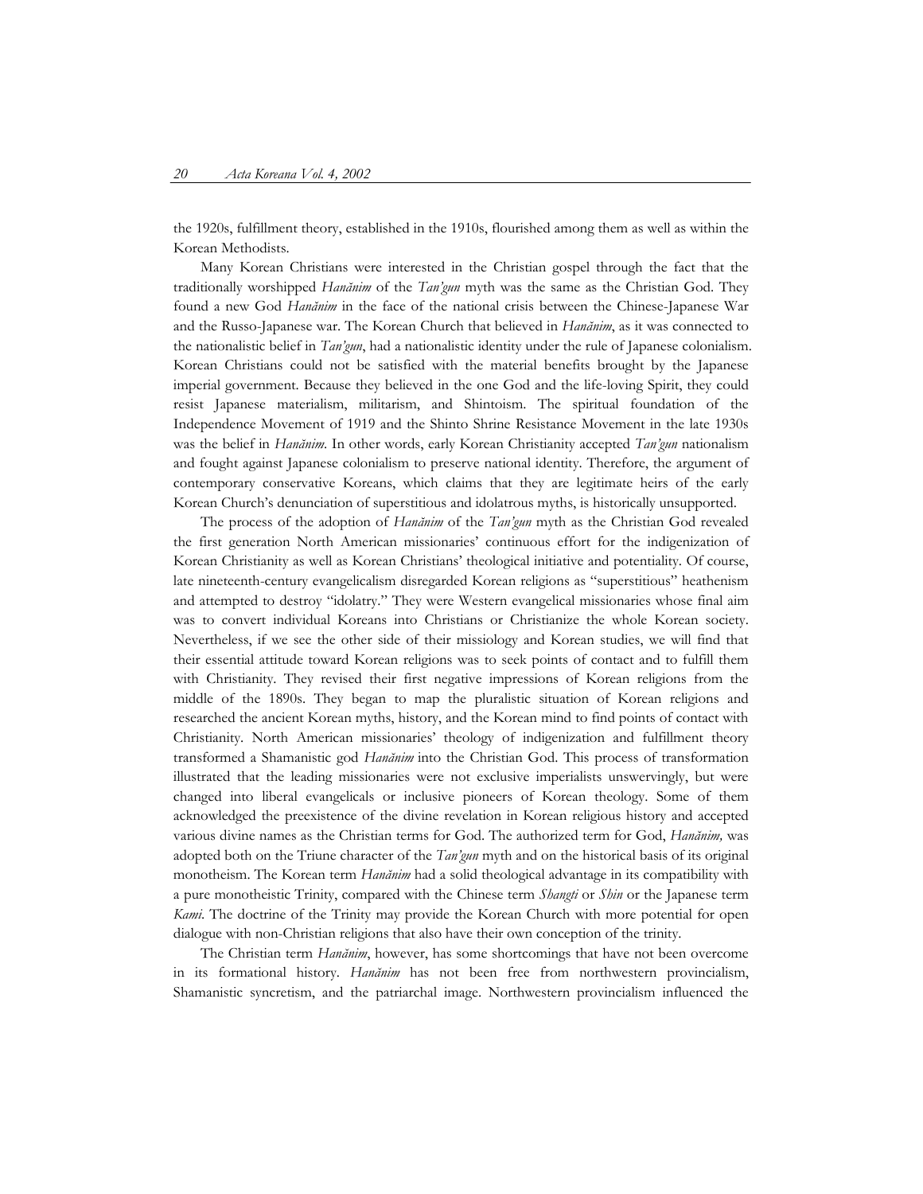the 1920s, fulfillment theory, established in the 1910s, flourished among them as well as within the Korean Methodists.

Many Korean Christians were interested in the Christian gospel through the fact that the traditionally worshipped *Hanănim* of the *Tan'gun* myth was the same as the Christian God. They found a new God *Hanănim* in the face of the national crisis between the Chinese-Japanese War and the Russo-Japanese war. The Korean Church that believed in *Hanănim*, as it was connected to the nationalistic belief in *Tan'gun*, had a nationalistic identity under the rule of Japanese colonialism. Korean Christians could not be satisfied with the material benefits brought by the Japanese imperial government. Because they believed in the one God and the life-loving Spirit, they could resist Japanese materialism, militarism, and Shintoism. The spiritual foundation of the Independence Movement of 1919 and the Shinto Shrine Resistance Movement in the late 1930s was the belief in *Hanănim*. In other words, early Korean Christianity accepted *Tan'gun* nationalism and fought against Japanese colonialism to preserve national identity. Therefore, the argument of contemporary conservative Koreans, which claims that they are legitimate heirs of the early Korean Church's denunciation of superstitious and idolatrous myths, is historically unsupported.

The process of the adoption of *Hanănim* of the *Tan'gun* myth as the Christian God revealed the first generation North American missionaries' continuous effort for the indigenization of Korean Christianity as well as Korean Christians' theological initiative and potentiality. Of course, late nineteenth-century evangelicalism disregarded Korean religions as "superstitious" heathenism and attempted to destroy "idolatry." They were Western evangelical missionaries whose final aim was to convert individual Koreans into Christians or Christianize the whole Korean society. Nevertheless, if we see the other side of their missiology and Korean studies, we will find that their essential attitude toward Korean religions was to seek points of contact and to fulfill them with Christianity. They revised their first negative impressions of Korean religions from the middle of the 1890s. They began to map the pluralistic situation of Korean religions and researched the ancient Korean myths, history, and the Korean mind to find points of contact with Christianity. North American missionaries' theology of indigenization and fulfillment theory transformed a Shamanistic god *Hanănim* into the Christian God. This process of transformation illustrated that the leading missionaries were not exclusive imperialists unswervingly, but were changed into liberal evangelicals or inclusive pioneers of Korean theology. Some of them acknowledged the preexistence of the divine revelation in Korean religious history and accepted various divine names as the Christian terms for God. The authorized term for God, *Hanănim,* was adopted both on the Triune character of the *Tan'gun* myth and on the historical basis of its original monotheism. The Korean term *Hanănim* had a solid theological advantage in its compatibility with a pure monotheistic Trinity, compared with the Chinese term *Shangti* or *Shin* or the Japanese term *Kami*. The doctrine of the Trinity may provide the Korean Church with more potential for open dialogue with non-Christian religions that also have their own conception of the trinity.

The Christian term *Hanănim*, however, has some shortcomings that have not been overcome in its formational history. *Hanănim* has not been free from northwestern provincialism, Shamanistic syncretism, and the patriarchal image. Northwestern provincialism influenced the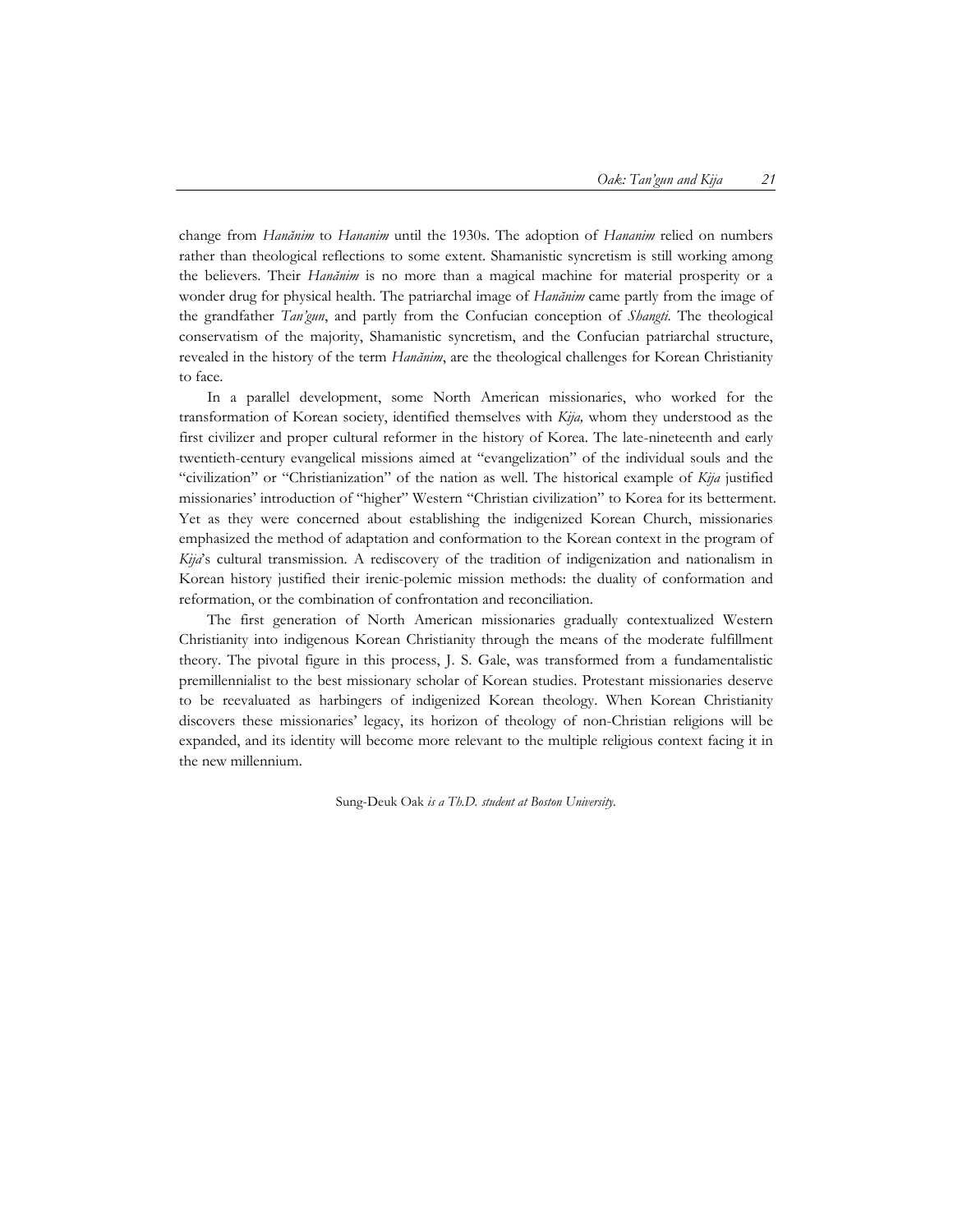change from *Hanănim* to *Hananim* until the 1930s. The adoption of *Hananim* relied on numbers rather than theological reflections to some extent. Shamanistic syncretism is still working among the believers. Their *Hanănim* is no more than a magical machine for material prosperity or a wonder drug for physical health. The patriarchal image of *Hanănim* came partly from the image of the grandfather *Tan'gun*, and partly from the Confucian conception of *Shangti*. The theological conservatism of the majority, Shamanistic syncretism, and the Confucian patriarchal structure, revealed in the history of the term *Hanănim*, are the theological challenges for Korean Christianity to face.

In a parallel development, some North American missionaries, who worked for the transformation of Korean society, identified themselves with *Kija,* whom they understood as the first civilizer and proper cultural reformer in the history of Korea. The late-nineteenth and early twentieth-century evangelical missions aimed at "evangelization" of the individual souls and the "civilization" or "Christianization" of the nation as well. The historical example of *Kija* justified missionaries' introduction of "higher" Western "Christian civilization" to Korea for its betterment. Yet as they were concerned about establishing the indigenized Korean Church, missionaries emphasized the method of adaptation and conformation to the Korean context in the program of *Kija*'s cultural transmission. A rediscovery of the tradition of indigenization and nationalism in Korean history justified their irenic-polemic mission methods: the duality of conformation and reformation, or the combination of confrontation and reconciliation.

The first generation of North American missionaries gradually contextualized Western Christianity into indigenous Korean Christianity through the means of the moderate fulfillment theory. The pivotal figure in this process, J. S. Gale, was transformed from a fundamentalistic premillennialist to the best missionary scholar of Korean studies. Protestant missionaries deserve to be reevaluated as harbingers of indigenized Korean theology. When Korean Christianity discovers these missionaries' legacy, its horizon of theology of non-Christian religions will be expanded, and its identity will become more relevant to the multiple religious context facing it in the new millennium.

Sung-Deuk Oak *is a Th.D. student at Boston University.*